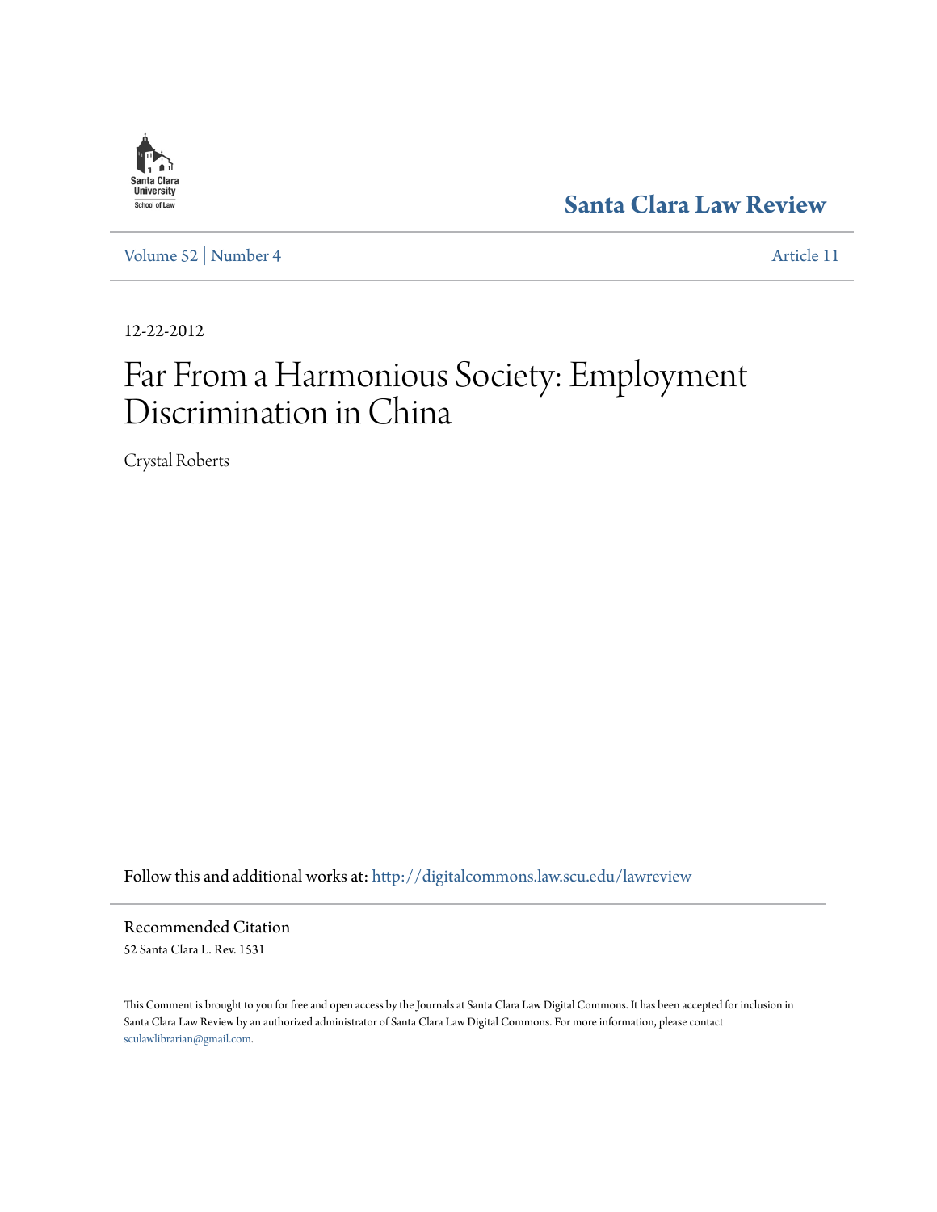Santa Clara University School of Law

**Santa Clara Law Review**

Volume 52 | Number 4 Article 11

12-22-2012

# Far From a Harmonious Society: Employment Discrimination in China

Crystal Roberts

Follow this and additional works at: http://digitalcommons.law.scu.edu/lawreview

## Recommended Citation

52 Santa Clara L. Rev. 1531

This Comment is brought to you for free and open access by the Journals at Santa Clara Law Digital Commons. It has been accepted for inclusion in Santa Clara Law Review by an authorized administrator of Santa Clara Law Digital Commons. For more information, please contact sculawlibrarian@gmail.com.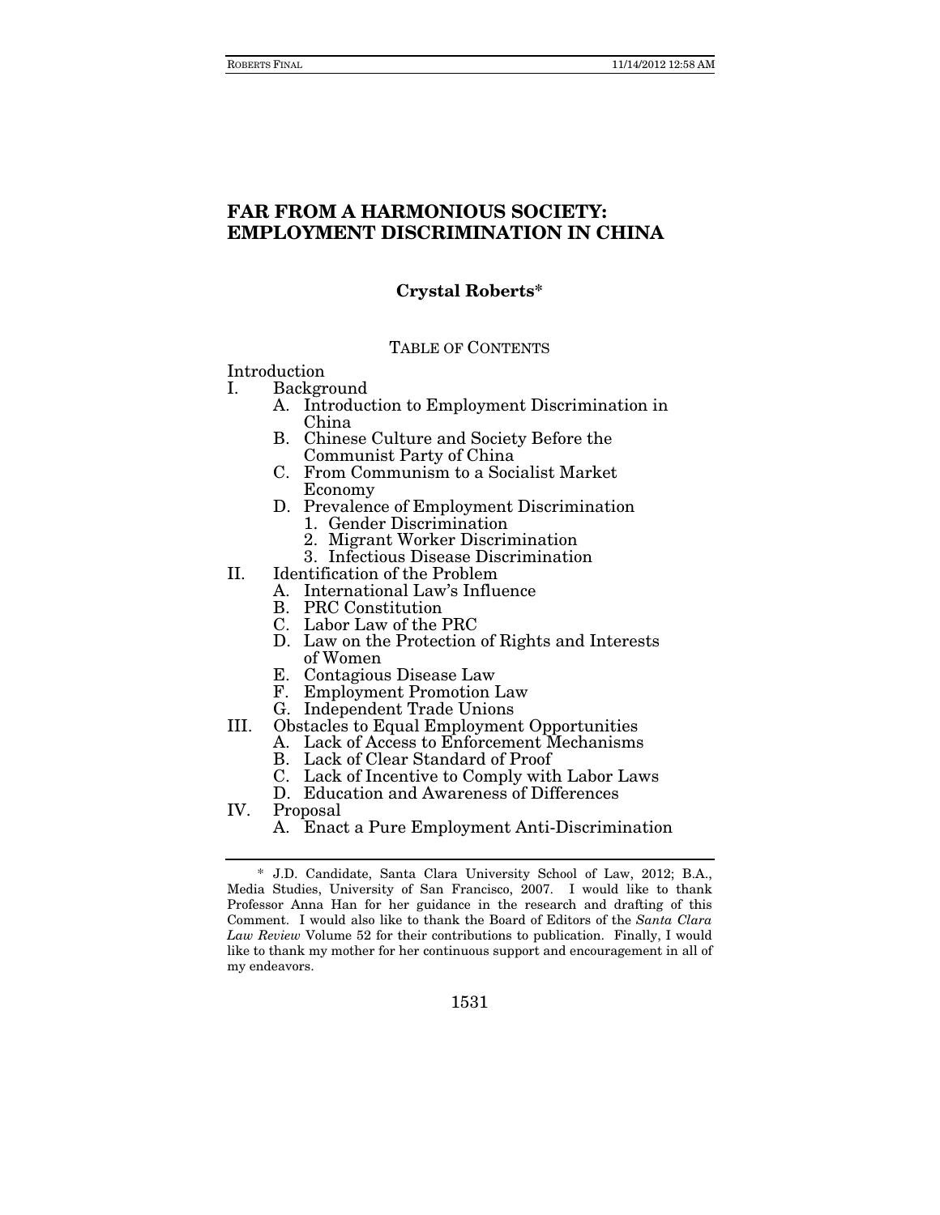# FAR FROM A HARMONIOUS SOCIETY: EMPLOYMENT DISCRIMINATION IN CHINA

**Crystal Roberts***

TABLE OF CONTENTS

Introduction
- I. Background
  - A. Introduction to Employment Discrimination in China
  - B. Chinese Culture and Society Before the Communist Party of China
  - C. From Communism to a Socialist Market Economy
  - D. Prevalence of Employment Discrimination
    1. Gender Discrimination
    2. Migrant Worker Discrimination
    3. Infectious Disease Discrimination
- II. Identification of the Problem
  - A. International Law's Influence
  - B. PRC Constitution
  - C. Labor Law of the PRC
  - D. Law on the Protection of Rights and Interests of Women
  - E. Contagious Disease Law
  - F. Employment Promotion Law
  - G. Independent Trade Unions
- III. Obstacles to Equal Employment Opportunities
  - A. Lack of Access to Enforcement Mechanisms
  - B. Lack of Clear Standard of Proof
  - C. Lack of Incentive to Comply with Labor Laws
  - D. Education and Awareness of Differences
- IV. Proposal
  - A. Enact a Pure Employment Anti-Discrimination

---

\* J.D. Candidate, Santa Clara University School of Law, 2012; B.A., Media Studies, University of San Francisco, 2007. I would like to thank Professor Anna Han for her guidance in the research and drafting of this Comment. I would also like to thank the Board of Editors of the *Santa Clara Law Review* Volume 52 for their contributions to publication. Finally, I would like to thank my mother for her continuous support and encouragement in all of my endeavors.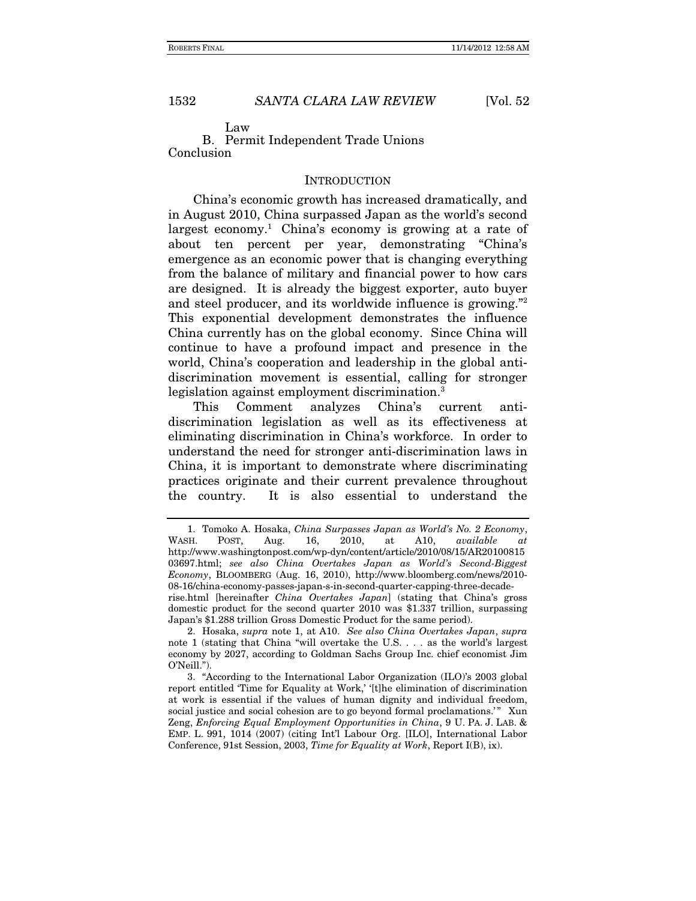Law

B. Permit Independent Trade Unions

Conclusion

## INTRODUCTION

China's economic growth has increased dramatically, and in August 2010, China surpassed Japan as the world's second largest economy.[1] China's economy is growing at a rate of about ten percent per year, demonstrating "China's emergence as an economic power that is changing everything from the balance of military and financial power to how cars are designed. It is already the biggest exporter, auto buyer and steel producer, and its worldwide influence is growing."[2] This exponential development demonstrates the influence China currently has on the global economy. Since China will continue to have a profound impact and presence in the world, China's cooperation and leadership in the global anti-discrimination movement is essential, calling for stronger legislation against employment discrimination.[3]

This Comment analyzes China's current anti-discrimination legislation as well as its effectiveness at eliminating discrimination in China's workforce. In order to understand the need for stronger anti-discrimination laws in China, it is important to demonstrate where discriminating practices originate and their current prevalence throughout the country. It is also essential to understand the

---

1. Tomoko A. Hosaka, *China Surpasses Japan as World's No. 2 Economy*, WASH. POST, Aug. 16, 2010, at A10, *available at* http://www.washingtonpost.com/wp-dyn/content/article/2010/08/15/AR2010081503697.html; *see also China Overtakes Japan as World's Second-Biggest Economy*, BLOOMBERG (Aug. 16, 2010), http://www.bloomberg.com/news/2010-08-16/china-economy-passes-japan-s-in-second-quarter-capping-three-decade-rise.html [hereinafter *China Overtakes Japan*] (stating that China's gross domestic product for the second quarter 2010 was $1.337 trillion, surpassing Japan's $1.288 trillion Gross Domestic Product for the same period).

2. Hosaka, *supra* note 1, at A10. *See also China Overtakes Japan*, *supra* note 1 (stating that China "will overtake the U.S. . . . as the world's largest economy by 2027, according to Goldman Sachs Group Inc. chief economist Jim O'Neill.").

3. "According to the International Labor Organization (ILO)'s 2003 global report entitled 'Time for Equality at Work,' '[t]he elimination of discrimination at work is essential if the values of human dignity and individual freedom, social justice and social cohesion are to go beyond formal proclamations.'" Xun Zeng, *Enforcing Equal Employment Opportunities in China*, 9 U. PA. J. LAB. & EMP. L. 991, 1014 (2007) (citing Int'l Labour Org. [ILO], International Labor Conference, 91st Session, 2003, *Time for Equality at Work*, Report I(B), ix).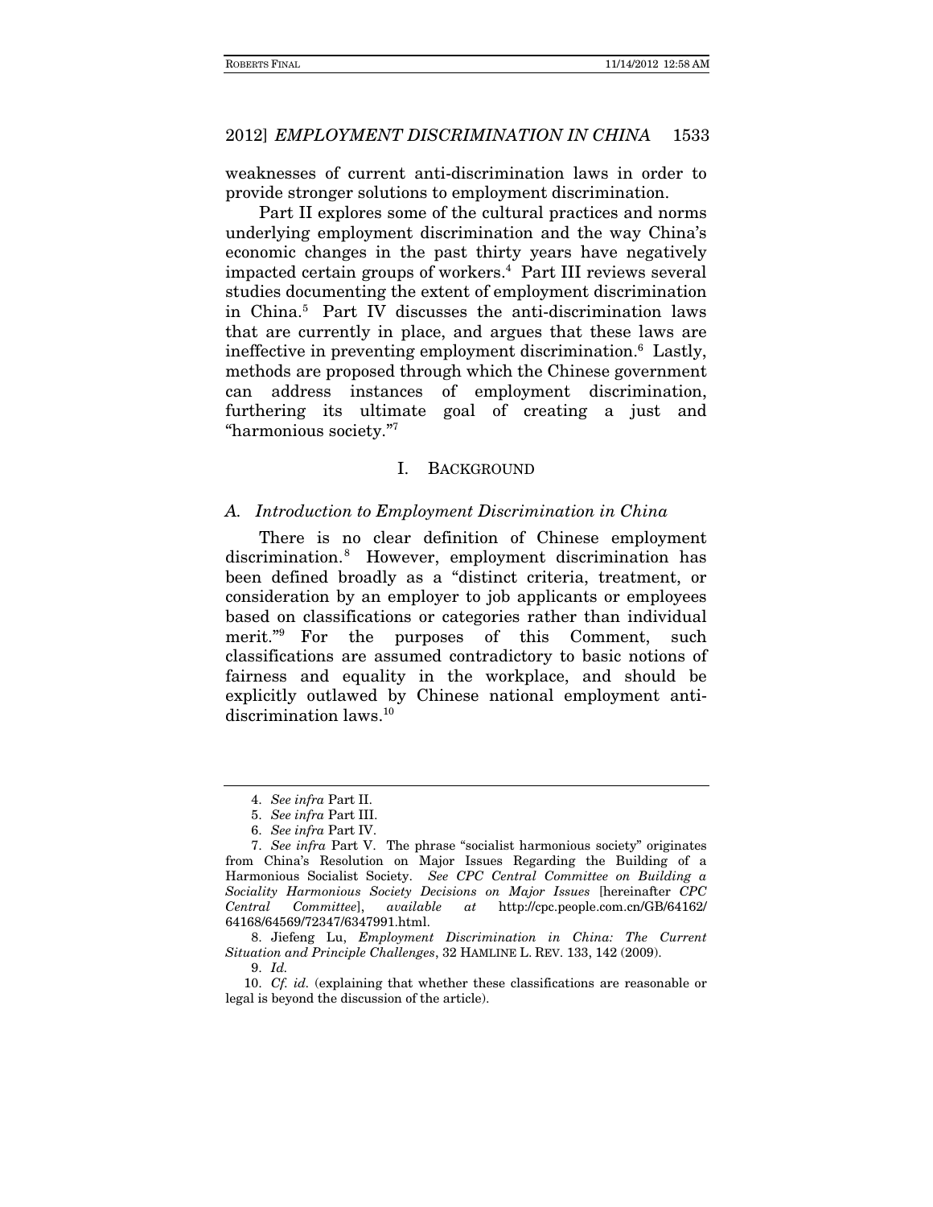weaknesses of current anti-discrimination laws in order to provide stronger solutions to employment discrimination.

Part II explores some of the cultural practices and norms underlying employment discrimination and the way China's economic changes in the past thirty years have negatively impacted certain groups of workers.[4] Part III reviews several studies documenting the extent of employment discrimination in China.[5] Part IV discusses the anti-discrimination laws that are currently in place, and argues that these laws are ineffective in preventing employment discrimination.[6] Lastly, methods are proposed through which the Chinese government can address instances of employment discrimination, furthering its ultimate goal of creating a just and "harmonious society."[7]

## I. BACKGROUND

### A. *Introduction to Employment Discrimination in China*

There is no clear definition of Chinese employment discrimination.[8] However, employment discrimination has been defined broadly as a "distinct criteria, treatment, or consideration by an employer to job applicants or employees based on classifications or categories rather than individual merit."[9] For the purposes of this Comment, such classifications are assumed contradictory to basic notions of fairness and equality in the workplace, and should be explicitly outlawed by Chinese national employment anti-discrimination laws.[10]

---

4. *See infra* Part II.

5. *See infra* Part III.

6. *See infra* Part IV.

7. *See infra* Part V. The phrase "socialist harmonious society" originates from China's Resolution on Major Issues Regarding the Building of a Harmonious Socialist Society. *See CPC Central Committee on Building a Sociality Harmonious Society Decisions on Major Issues* [hereinafter *CPC Central Committee*], *available at* http://cpc.people.com.cn/GB/64162/64168/64569/72347/6347991.html.

8. Jiefeng Lu, *Employment Discrimination in China: The Current Situation and Principle Challenges*, 32 HAMLINE L. REV. 133, 142 (2009).

9. *Id.*

10. *Cf. id.* (explaining that whether these classifications are reasonable or legal is beyond the discussion of the article).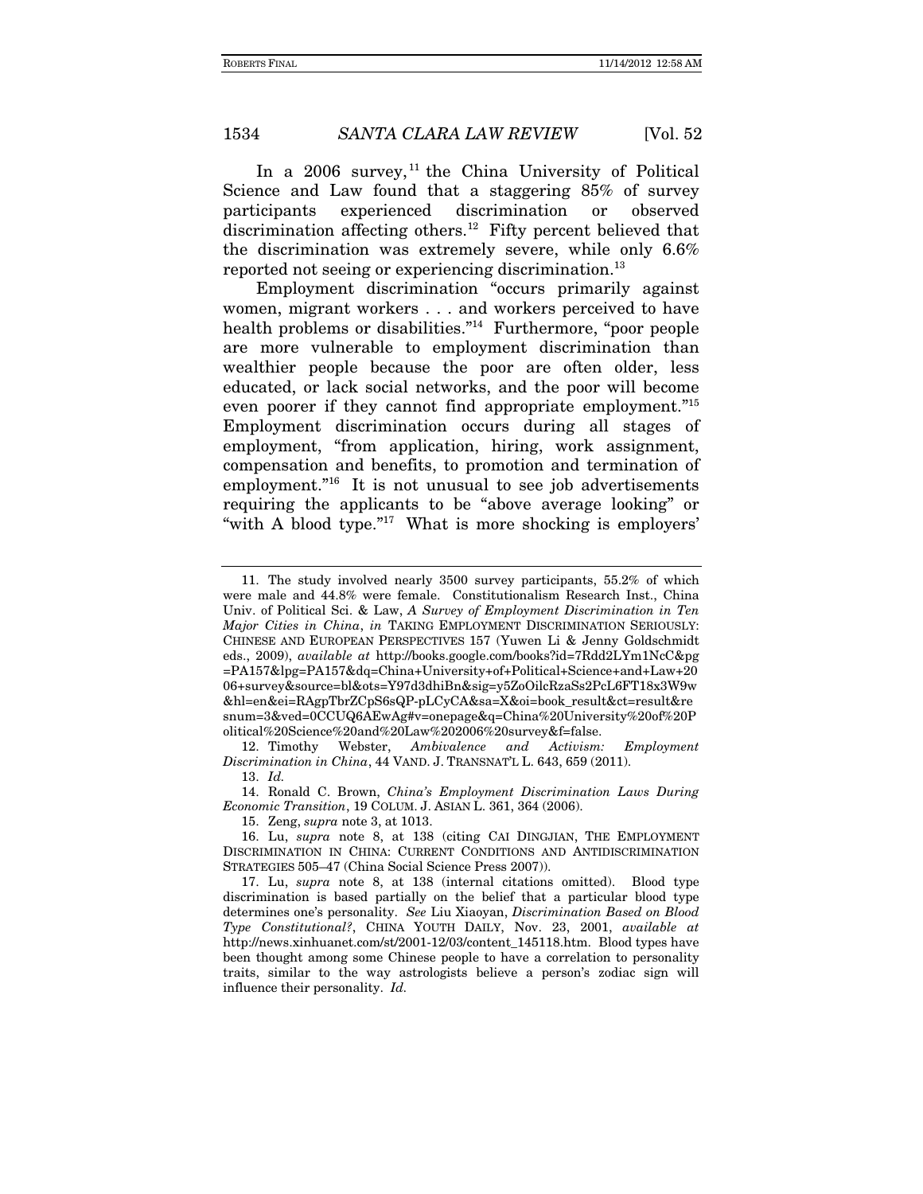In a 2006 survey,[11] the China University of Political Science and Law found that a staggering 85% of survey participants experienced discrimination or observed discrimination affecting others.[12] Fifty percent believed that the discrimination was extremely severe, while only 6.6% reported not seeing or experiencing discrimination.[13]

Employment discrimination "occurs primarily against women, migrant workers . . . and workers perceived to have health problems or disabilities."[14] Furthermore, "poor people are more vulnerable to employment discrimination than wealthier people because the poor are often older, less educated, or lack social networks, and the poor will become even poorer if they cannot find appropriate employment."[15] Employment discrimination occurs during all stages of employment, "from application, hiring, work assignment, compensation and benefits, to promotion and termination of employment."[16] It is not unusual to see job advertisements requiring the applicants to be "above average looking" or "with A blood type."[17] What is more shocking is employers'

---

11. The study involved nearly 3500 survey participants, 55.2% of which were male and 44.8% were female. Constitutionalism Research Inst., China Univ. of Political Sci. & Law, *A Survey of Employment Discrimination in Ten Major Cities in China*, *in* TAKING EMPLOYMENT DISCRIMINATION SERIOUSLY: CHINESE AND EUROPEAN PERSPECTIVES 157 (Yuwen Li & Jenny Goldschmidt eds., 2009), *available at* http://books.google.com/books?id=7Rdd2LYm1NcC&pg=PA157&lpg=PA157&dq=China+University+of+Political+Science+and+Law+2006+survey&source=bl&ots=Y97d3dhiBn&sig=y5ZoOilcRzaSs2PcL6FT18x3W9w&hl=en&ei=RAgpTbrZCpS6sQP-pLCyCA&sa=X&oi=book_result&ct=result&resnum=3&ved=0CCUQ6AEwAg#v=onepage&q=China%20University%20of%20Political%20Science%20and%20Law%202006%20survey&f=false.

12. Timothy Webster, *Ambivalence and Activism: Employment Discrimination in China*, 44 VAND. J. TRANSNAT'L L. 643, 659 (2011).

13. *Id.*

14. Ronald C. Brown, *China's Employment Discrimination Laws During Economic Transition*, 19 COLUM. J. ASIAN L. 361, 364 (2006).

15. Zeng, *supra* note 3, at 1013.

16. Lu, *supra* note 8, at 138 (citing CAI DINGJIAN, THE EMPLOYMENT DISCRIMINATION IN CHINA: CURRENT CONDITIONS AND ANTIDISCRIMINATION STRATEGIES 505–47 (China Social Science Press 2007)).

17. Lu, *supra* note 8, at 138 (internal citations omitted). Blood type discrimination is based partially on the belief that a particular blood type determines one's personality. *See* Liu Xiaoyan, *Discrimination Based on Blood Type Constitutional?*, CHINA YOUTH DAILY, Nov. 23, 2001, *available at* http://news.xinhuanet.com/st/2001-12/03/content_145118.htm. Blood types have been thought among some Chinese people to have a correlation to personality traits, similar to the way astrologists believe a person's zodiac sign will influence their personality. *Id.*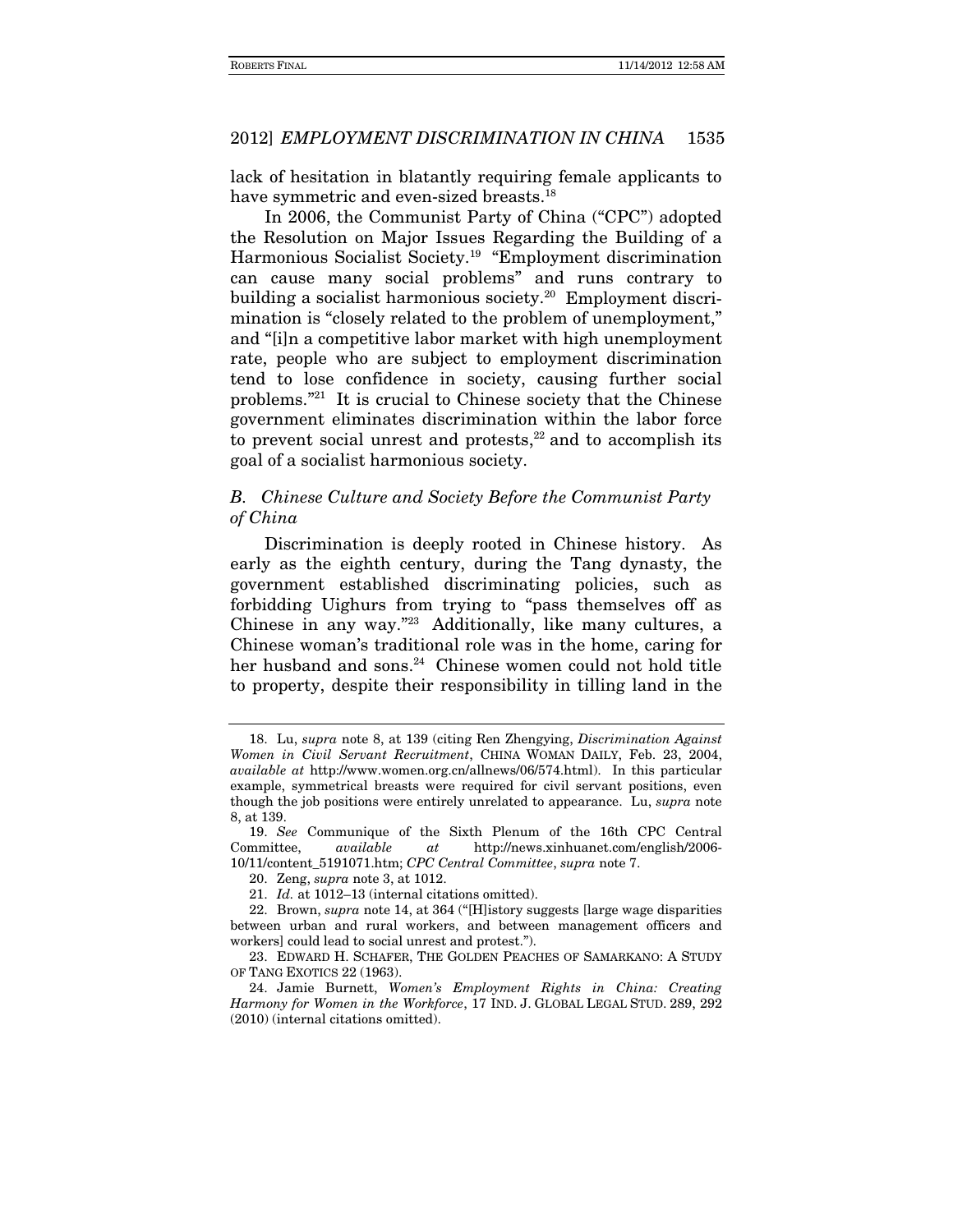lack of hesitation in blatantly requiring female applicants to have symmetric and even-sized breasts.[18]

In 2006, the Communist Party of China ("CPC") adopted the Resolution on Major Issues Regarding the Building of a Harmonious Socialist Society.[19] "Employment discrimination can cause many social problems" and runs contrary to building a socialist harmonious society.[20] Employment discrimination is "closely related to the problem of unemployment," and "[i]n a competitive labor market with high unemployment rate, people who are subject to employment discrimination tend to lose confidence in society, causing further social problems."[21] It is crucial to Chinese society that the Chinese government eliminates discrimination within the labor force to prevent social unrest and protests,[22] and to accomplish its goal of a socialist harmonious society.

### *B. Chinese Culture and Society Before the Communist Party of China*

Discrimination is deeply rooted in Chinese history. As early as the eighth century, during the Tang dynasty, the government established discriminating policies, such as forbidding Uighurs from trying to "pass themselves off as Chinese in any way."[23] Additionally, like many cultures, a Chinese woman's traditional role was in the home, caring for her husband and sons.[24] Chinese women could not hold title to property, despite their responsibility in tilling land in the

---

18. Lu, *supra* note 8, at 139 (citing Ren Zhengying, *Discrimination Against Women in Civil Servant Recruitment*, CHINA WOMAN DAILY, Feb. 23, 2004, *available at* http://www.women.org.cn/allnews/06/574.html). In this particular example, symmetrical breasts were required for civil servant positions, even though the job positions were entirely unrelated to appearance. Lu, *supra* note 8, at 139.

19. *See* Communique of the Sixth Plenum of the 16th CPC Central Committee, *available at* http://news.xinhuanet.com/english/2006-10/11/content_5191071.htm; *CPC Central Committee*, *supra* note 7.

20. Zeng, *supra* note 3, at 1012.

21. *Id.* at 1012–13 (internal citations omitted).

22. Brown, *supra* note 14, at 364 ("[H]istory suggests [large wage disparities between urban and rural workers, and between management officers and workers] could lead to social unrest and protest.").

23. EDWARD H. SCHAFER, THE GOLDEN PEACHES OF SAMARKAND: A STUDY OF TANG EXOTICS 22 (1963).

24. Jamie Burnett, *Women's Employment Rights in China: Creating Harmony for Women in the Workforce*, 17 IND. J. GLOBAL LEGAL STUD. 289, 292 (2010) (internal citations omitted).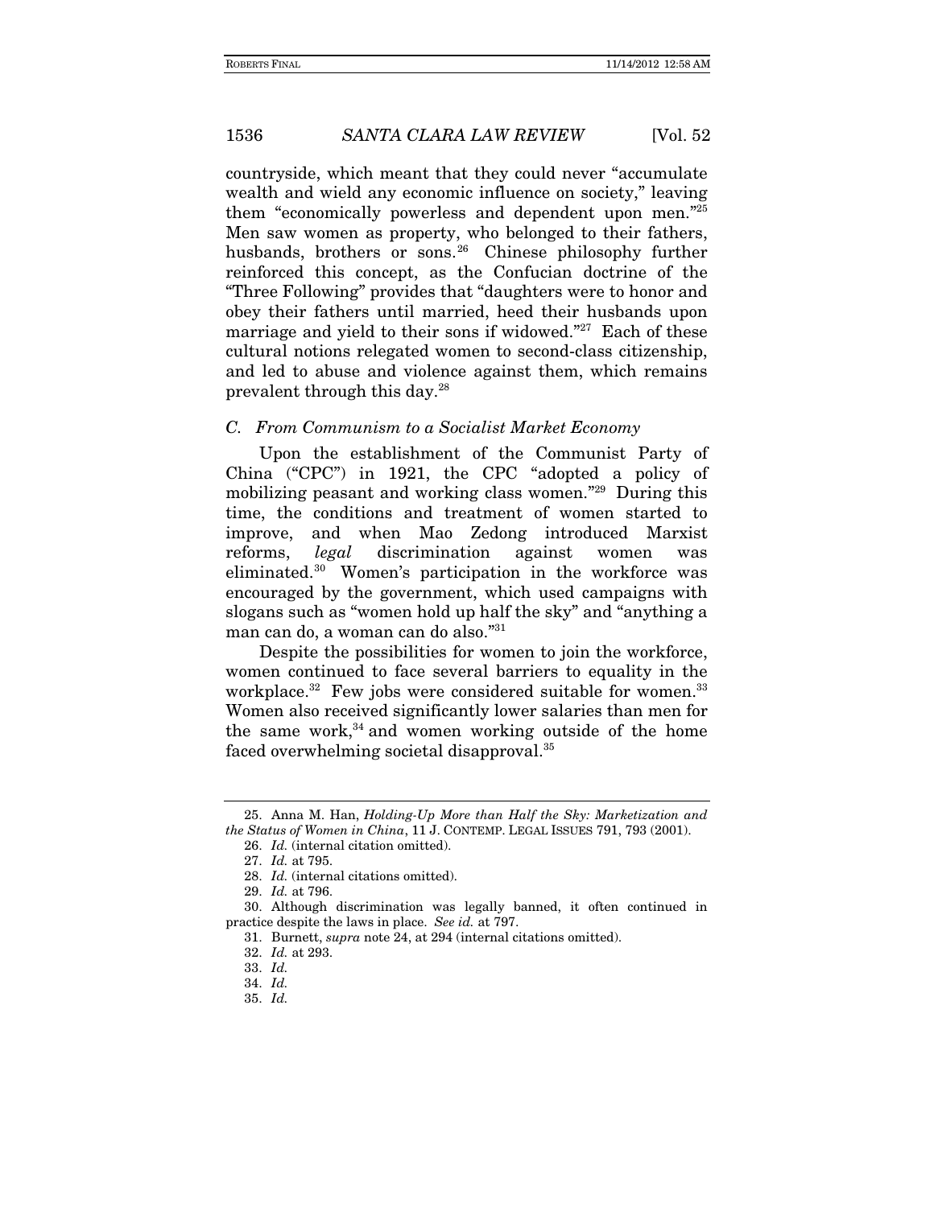countryside, which meant that they could never "accumulate wealth and wield any economic influence on society," leaving them "economically powerless and dependent upon men."[25] Men saw women as property, who belonged to their fathers, husbands, brothers or sons.[26] Chinese philosophy further reinforced this concept, as the Confucian doctrine of the "Three Following" provides that "daughters were to honor and obey their fathers until married, heed their husbands upon marriage and yield to their sons if widowed."[27] Each of these cultural notions relegated women to second-class citizenship, and led to abuse and violence against them, which remains prevalent through this day.[28]

### *C. From Communism to a Socialist Market Economy*

Upon the establishment of the Communist Party of China ("CPC") in 1921, the CPC "adopted a policy of mobilizing peasant and working class women."[29] During this time, the conditions and treatment of women started to improve, and when Mao Zedong introduced Marxist reforms, *legal* discrimination against women was eliminated.[30] Women's participation in the workforce was encouraged by the government, which used campaigns with slogans such as "women hold up half the sky" and "anything a man can do, a woman can do also."[31]

Despite the possibilities for women to join the workforce, women continued to face several barriers to equality in the workplace.[32] Few jobs were considered suitable for women.[33] Women also received significantly lower salaries than men for the same work,[34] and women working outside of the home faced overwhelming societal disapproval.[35]

---

25. Anna M. Han, *Holding-Up More than Half the Sky: Marketization and the Status of Women in China*, 11 J. CONTEMP. LEGAL ISSUES 791, 793 (2001).

26. *Id.* (internal citation omitted).

27. *Id.* at 795.

28. *Id.* (internal citations omitted).

29. *Id.* at 796.

30. Although discrimination was legally banned, it often continued in practice despite the laws in place. *See id.* at 797.

31. Burnett, *supra* note 24, at 294 (internal citations omitted).

32. *Id.* at 293.

33. *Id.*

34. *Id.*

35. *Id.*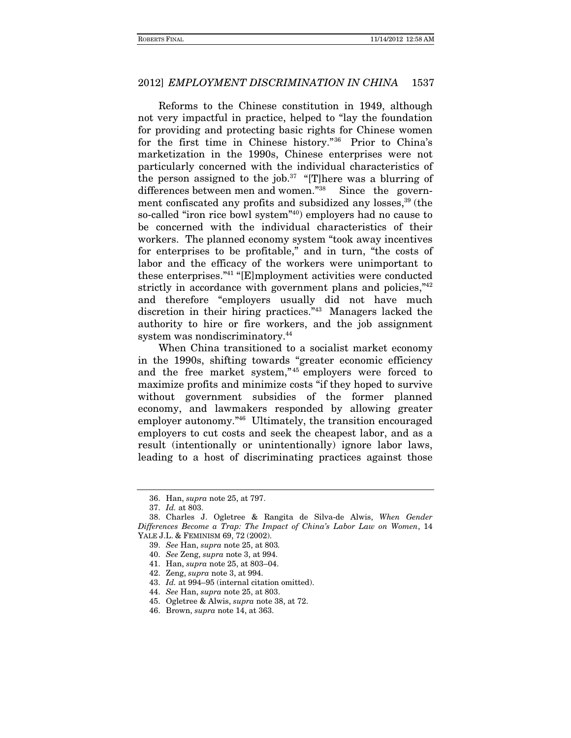Reforms to the Chinese constitution in 1949, although not very impactful in practice, helped to "lay the foundation for providing and protecting basic rights for Chinese women for the first time in Chinese history."[36] Prior to China's marketization in the 1990s, Chinese enterprises were not particularly concerned with the individual characteristics of the person assigned to the job.[37] "[T]here was a blurring of differences between men and women."[38] Since the government confiscated any profits and subsidized any losses,[39] (the so-called "iron rice bowl system"[40]) employers had no cause to be concerned with the individual characteristics of their workers. The planned economy system "took away incentives for enterprises to be profitable," and in turn, "the costs of labor and the efficacy of the workers were unimportant to these enterprises."[41] "[E]mployment activities were conducted strictly in accordance with government plans and policies,"[42] and therefore "employers usually did not have much discretion in their hiring practices."[43] Managers lacked the authority to hire or fire workers, and the job assignment system was nondiscriminatory.[44]

When China transitioned to a socialist market economy in the 1990s, shifting towards "greater economic efficiency and the free market system,"[45] employers were forced to maximize profits and minimize costs "if they hoped to survive without government subsidies of the former planned economy, and lawmakers responded by allowing greater employer autonomy."[46] Ultimately, the transition encouraged employers to cut costs and seek the cheapest labor, and as a result (intentionally or unintentionally) ignore labor laws, leading to a host of discriminating practices against those

---

36. Han, *supra* note 25, at 797.

37. *Id.* at 803.

38. Charles J. Ogletree & Rangita de Silva-de Alwis, *When Gender Differences Become a Trap: The Impact of China's Labor Law on Women*, 14 YALE J.L. & FEMINISM 69, 72 (2002).

39. *See* Han, *supra* note 25, at 803.

40. *See* Zeng, *supra* note 3, at 994.

41. Han, *supra* note 25, at 803–04.

42. Zeng, *supra* note 3, at 994.

43. *Id.* at 994–95 (internal citation omitted).

44. *See* Han, *supra* note 25, at 803.

45. Ogletree & Alwis, *supra* note 38, at 72.

46. Brown, *supra* note 14, at 363.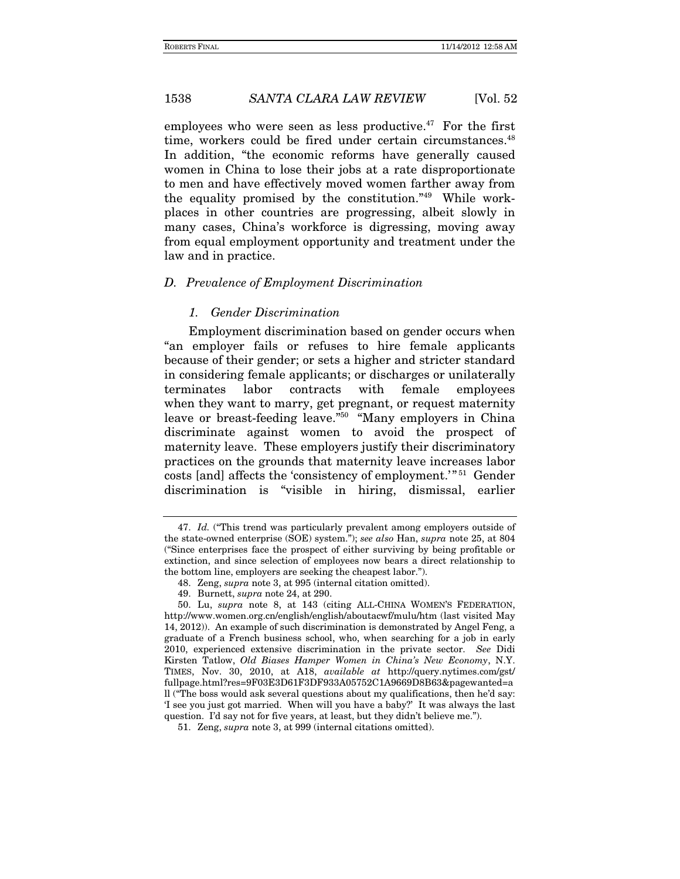employees who were seen as less productive.[47] For the first time, workers could be fired under certain circumstances.[48] In addition, "the economic reforms have generally caused women in China to lose their jobs at a rate disproportionate to men and have effectively moved women farther away from the equality promised by the constitution."[49] While workplaces in other countries are progressing, albeit slowly in many cases, China's workforce is digressing, moving away from equal employment opportunity and treatment under the law and in practice.

### *D. Prevalence of Employment Discrimination*

#### *1. Gender Discrimination*

Employment discrimination based on gender occurs when "an employer fails or refuses to hire female applicants because of their gender; or sets a higher and stricter standard in considering female applicants; or discharges or unilaterally terminates labor contracts with female employees when they want to marry, get pregnant, or request maternity leave or breast-feeding leave."[50] "Many employers in China discriminate against women to avoid the prospect of maternity leave. These employers justify their discriminatory practices on the grounds that maternity leave increases labor costs [and] affects the 'consistency of employment.'"[51] Gender discrimination is "visible in hiring, dismissal, earlier

---

47. *Id.* ("This trend was particularly prevalent among employers outside of the state-owned enterprise (SOE) system."); *see also* Han, *supra* note 25, at 804 ("Since enterprises face the prospect of either surviving by being profitable or extinction, and since selection of employees now bears a direct relationship to the bottom line, employers are seeking the cheapest labor.").

48. Zeng, *supra* note 3, at 995 (internal citation omitted).

49. Burnett, *supra* note 24, at 290.

50. Lu, *supra* note 8, at 143 (citing ALL-CHINA WOMEN'S FEDERATION, http://www.women.org.cn/english/english/aboutacwf/mulu/htm (last visited May 14, 2012)). An example of such discrimination is demonstrated by Angel Feng, a graduate of a French business school, who, when searching for a job in early 2010, experienced extensive discrimination in the private sector. *See* Didi Kirsten Tatlow, *Old Biases Hamper Women in China's New Economy*, N.Y. TIMES, Nov. 30, 2010, at A18, *available at* http://query.nytimes.com/gst/fullpage.html?res=9F03E3D61F3DF933A05752C1A9669D8B63&pagewanted=all ("The boss would ask several questions about my qualifications, then he'd say: 'I see you just got married. When will you have a baby?' It was always the last question. I'd say not for five years, at least, but they didn't believe me.").

51. Zeng, *supra* note 3, at 999 (internal citations omitted).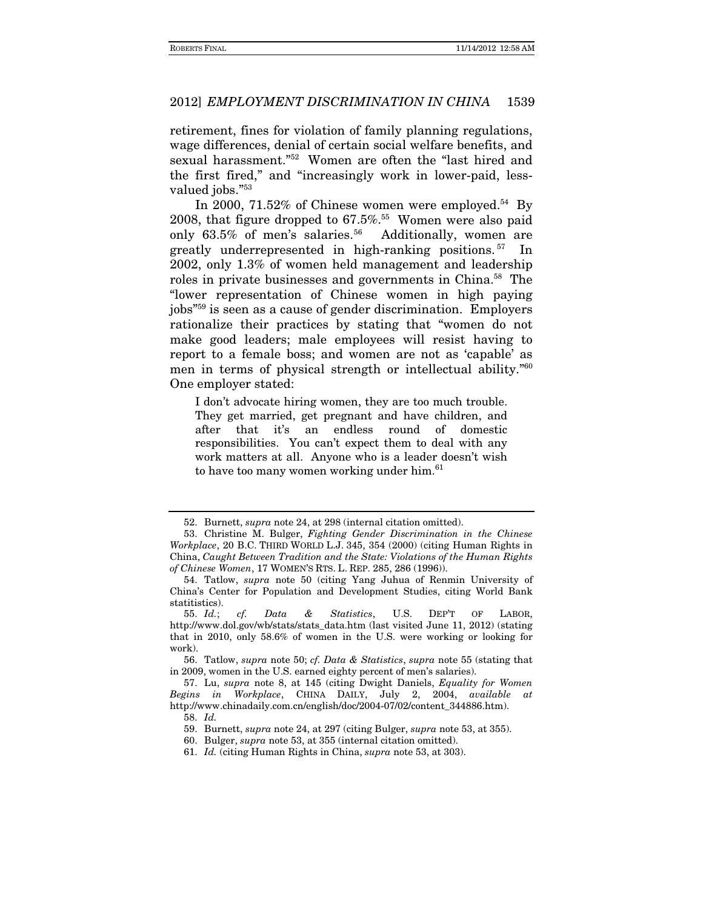retirement, fines for violation of family planning regulations, wage differences, denial of certain social welfare benefits, and sexual harassment."[52] Women are often the "last hired and the first fired," and "increasingly work in lower-paid, less-valued jobs."[53]

In 2000, 71.52% of Chinese women were employed.[54] By 2008, that figure dropped to 67.5%.[55] Women were also paid only 63.5% of men's salaries.[56] Additionally, women are greatly underrepresented in high-ranking positions.[57] In 2002, only 1.3% of women held management and leadership roles in private businesses and governments in China.[58] The "lower representation of Chinese women in high paying jobs"[59] is seen as a cause of gender discrimination. Employers rationalize their practices by stating that "women do not make good leaders; male employees will resist having to report to a female boss; and women are not as 'capable' as men in terms of physical strength or intellectual ability."[60] One employer stated:

> I don't advocate hiring women, they are too much trouble. They get married, get pregnant and have children, and after that it's an endless round of domestic responsibilities. You can't expect them to deal with any work matters at all. Anyone who is a leader doesn't wish to have too many women working under him.[61]

---

52. Burnett, *supra* note 24, at 298 (internal citation omitted).

53. Christine M. Bulger, *Fighting Gender Discrimination in the Chinese Workplace*, 20 B.C. THIRD WORLD L.J. 345, 354 (2000) (citing Human Rights in China, *Caught Between Tradition and the State: Violations of the Human Rights of Chinese Women*, 17 WOMEN'S RTS. L. REP. 285, 286 (1996)).

54. Tatlow, *supra* note 50 (citing Yang Juhua of Renmin University of China's Center for Population and Development Studies, citing World Bank statitistics).

55. *Id.*; *cf. Data & Statistics*, U.S. DEP'T OF LABOR, http://www.dol.gov/wb/stats/stats_data.htm (last visited June 11, 2012) (stating that in 2010, only 58.6% of women in the U.S. were working or looking for work).

56. Tatlow, *supra* note 50; *cf. Data & Statistics*, *supra* note 55 (stating that in 2009, women in the U.S. earned eighty percent of men's salaries).

57. Lu, *supra* note 8, at 145 (citing Dwight Daniels, *Equality for Women Begins in Workplace*, CHINA DAILY, July 2, 2004, *available at* http://www.chinadaily.com.cn/english/doc/2004-07/02/content_344886.htm).

58. *Id.*

59. Burnett, *supra* note 24, at 297 (citing Bulger, *supra* note 53, at 355).

60. Bulger, *supra* note 53, at 355 (internal citation omitted).

61. *Id.* (citing Human Rights in China, *supra* note 53, at 303).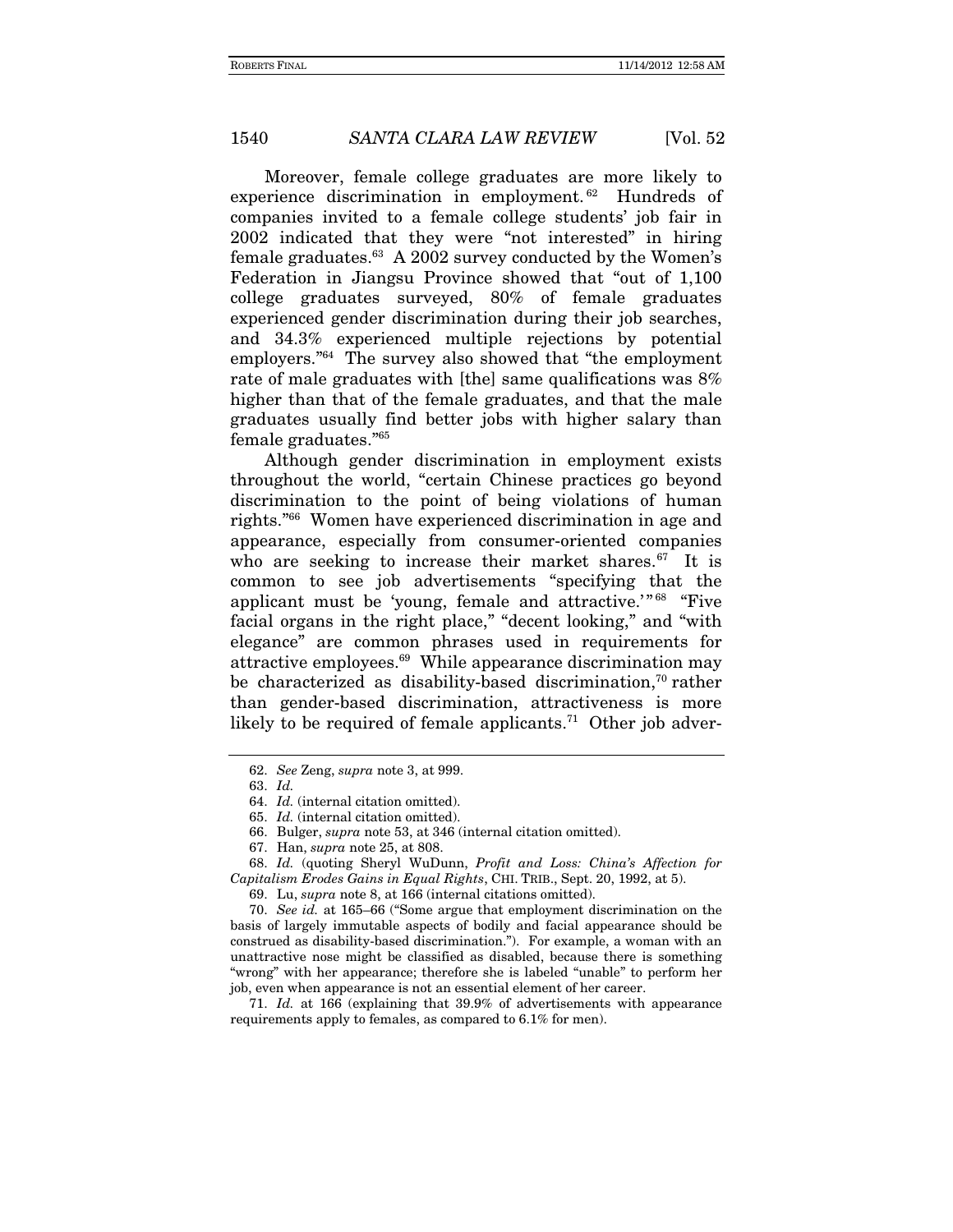Moreover, female college graduates are more likely to experience discrimination in employment.[62] Hundreds of companies invited to a female college students' job fair in 2002 indicated that they were "not interested" in hiring female graduates.[63] A 2002 survey conducted by the Women's Federation in Jiangsu Province showed that "out of 1,100 college graduates surveyed, 80% of female graduates experienced gender discrimination during their job searches, and 34.3% experienced multiple rejections by potential employers."[64] The survey also showed that "the employment rate of male graduates with [the] same qualifications was 8% higher than that of the female graduates, and that the male graduates usually find better jobs with higher salary than female graduates."[65]

Although gender discrimination in employment exists throughout the world, "certain Chinese practices go beyond discrimination to the point of being violations of human rights."[66] Women have experienced discrimination in age and appearance, especially from consumer-oriented companies who are seeking to increase their market shares.[67] It is common to see job advertisements "specifying that the applicant must be 'young, female and attractive.'"[68] "Five facial organs in the right place," "decent looking," and "with elegance" are common phrases used in requirements for attractive employees.[69] While appearance discrimination may be characterized as disability-based discrimination,[70] rather than gender-based discrimination, attractiveness is more likely to be required of female applicants.[71] Other job adver-

---

62. *See* Zeng, *supra* note 3, at 999.

63. *Id.*

64. *Id.* (internal citation omitted).

65. *Id.* (internal citation omitted).

66. Bulger, *supra* note 53, at 346 (internal citation omitted).

67. Han, *supra* note 25, at 808.

68. *Id.* (quoting Sheryl WuDunn, *Profit and Loss: China's Affection for Capitalism Erodes Gains in Equal Rights*, CHI. TRIB., Sept. 20, 1992, at 5).

69. Lu, *supra* note 8, at 166 (internal citations omitted).

70. *See id.* at 165–66 ("Some argue that employment discrimination on the basis of largely immutable aspects of bodily and facial appearance should be construed as disability-based discrimination."). For example, a woman with an unattractive nose might be classified as disabled, because there is something "wrong" with her appearance; therefore she is labeled "unable" to perform her job, even when appearance is not an essential element of her career.

71. *Id.* at 166 (explaining that 39.9% of advertisements with appearance requirements apply to females, as compared to 6.1% for men).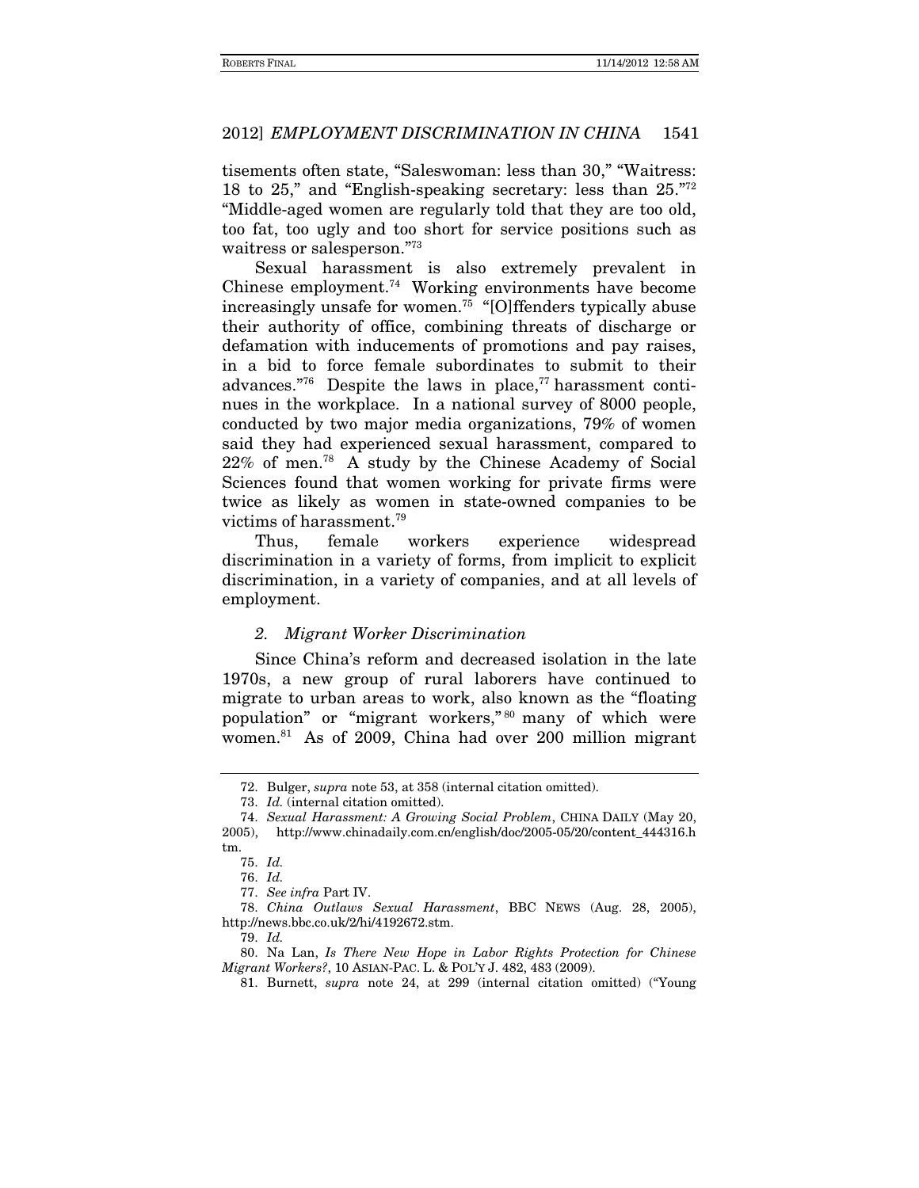tisements often state, "Saleswoman: less than 30," "Waitress: 18 to 25," and "English-speaking secretary: less than 25."[72] "Middle-aged women are regularly told that they are too old, too fat, too ugly and too short for service positions such as waitress or salesperson."[73]

Sexual harassment is also extremely prevalent in Chinese employment.[74] Working environments have become increasingly unsafe for women.[75] "[O]ffenders typically abuse their authority of office, combining threats of discharge or defamation with inducements of promotions and pay raises, in a bid to force female subordinates to submit to their advances."[76] Despite the laws in place,[77] harassment continues in the workplace. In a national survey of 8000 people, conducted by two major media organizations, 79% of women said they had experienced sexual harassment, compared to 22% of men.[78] A study by the Chinese Academy of Social Sciences found that women working for private firms were twice as likely as women in state-owned companies to be victims of harassment.[79]

Thus, female workers experience widespread discrimination in a variety of forms, from implicit to explicit discrimination, in a variety of companies, and at all levels of employment.

### *2. Migrant Worker Discrimination*

Since China's reform and decreased isolation in the late 1970s, a new group of rural laborers have continued to migrate to urban areas to work, also known as the "floating population" or "migrant workers,"[80] many of which were women.[81] As of 2009, China had over 200 million migrant

---

72. Bulger, *supra* note 53, at 358 (internal citation omitted).

73. *Id.* (internal citation omitted).

74. *Sexual Harassment: A Growing Social Problem*, CHINA DAILY (May 20, 2005), http://www.chinadaily.com.cn/english/doc/2005-05/20/content_444316.htm.

75. *Id.*

76. *Id.*

77. *See infra* Part IV.

78. *China Outlaws Sexual Harassment*, BBC NEWS (Aug. 28, 2005), http://news.bbc.co.uk/2/hi/4192672.stm.

79. *Id.*

80. Na Lan, *Is There New Hope in Labor Rights Protection for Chinese Migrant Workers?*, 10 ASIAN-PAC. L. & POL'Y J. 482, 483 (2009).

81. Burnett, *supra* note 24, at 299 (internal citation omitted) ("Young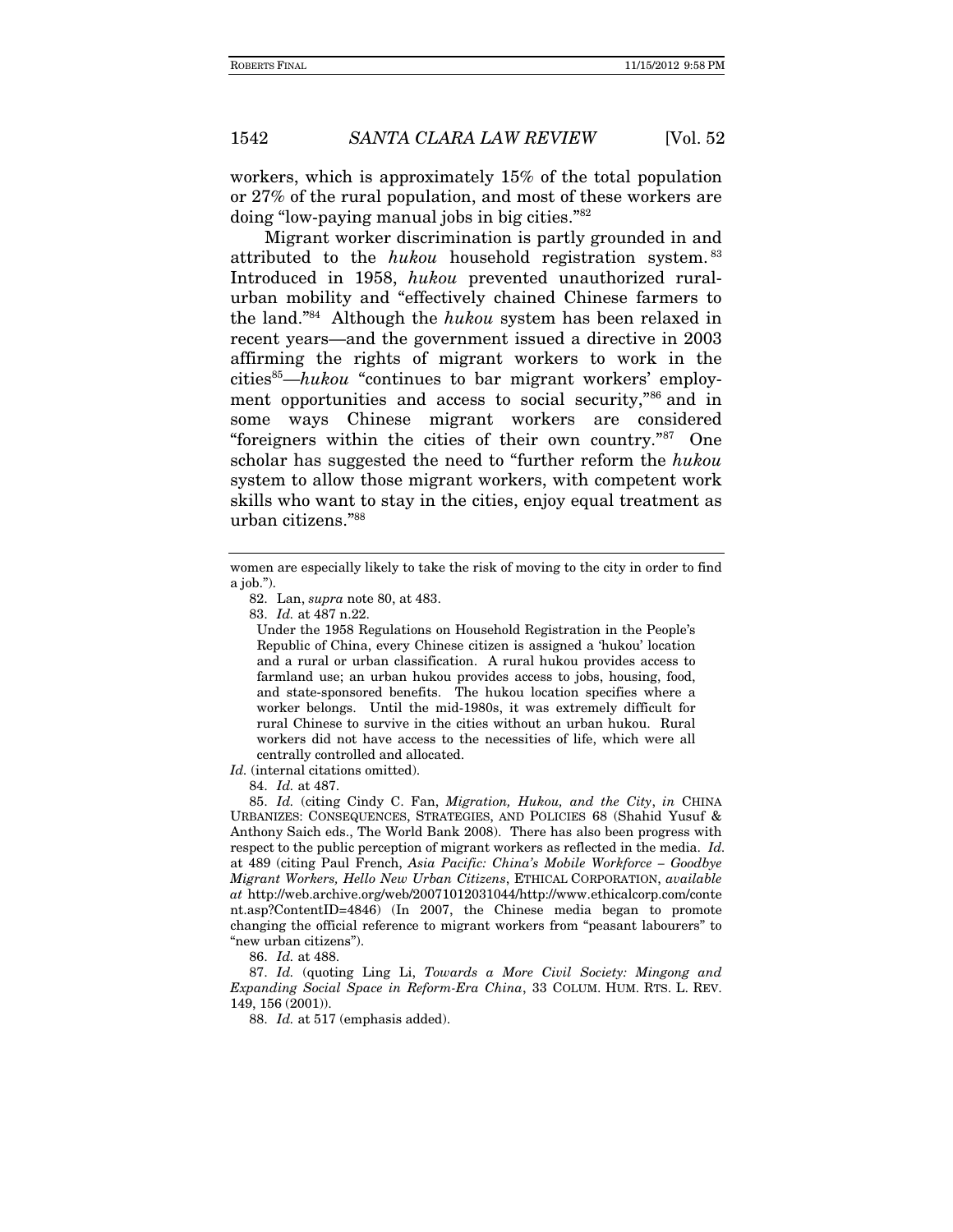workers, which is approximately 15% of the total population or 27% of the rural population, and most of these workers are doing "low-paying manual jobs in big cities."[82]

Migrant worker discrimination is partly grounded in and attributed to the *hukou* household registration system.[83] Introduced in 1958, *hukou* prevented unauthorized rural-urban mobility and "effectively chained Chinese farmers to the land."[84] Although the *hukou* system has been relaxed in recent years—and the government issued a directive in 2003 affirming the rights of migrant workers to work in the cities[85]—*hukou* "continues to bar migrant workers' employment opportunities and access to social security,"[86] and in some ways Chinese migrant workers are considered "foreigners within the cities of their own country."[87] One scholar has suggested the need to "further reform the *hukou* system to allow those migrant workers, with competent work skills who want to stay in the cities, enjoy equal treatment as urban citizens."[88]

---

women are especially likely to take the risk of moving to the city in order to find a job.").

82. Lan, *supra* note 80, at 483.

83. *Id.* at 487 n.22.

> Under the 1958 Regulations on Household Registration in the People's Republic of China, every Chinese citizen is assigned a 'hukou' location and a rural or urban classification. A rural hukou provides access to farmland use; an urban hukou provides access to jobs, housing, food, and state-sponsored benefits. The hukou location specifies where a worker belongs. Until the mid-1980s, it was extremely difficult for rural Chinese to survive in the cities without an urban hukou. Rural workers did not have access to the necessities of life, which were all centrally controlled and allocated.

*Id.* (internal citations omitted).

84. *Id.* at 487.

85. *Id.* (citing Cindy C. Fan, *Migration, Hukou, and the City*, *in* CHINA URBANIZES: CONSEQUENCES, STRATEGIES, AND POLICIES 68 (Shahid Yusuf & Anthony Saich eds., The World Bank 2008). There has also been progress with respect to the public perception of migrant workers as reflected in the media. *Id.* at 489 (citing Paul French, *Asia Pacific: China's Mobile Workforce – Goodbye Migrant Workers, Hello New Urban Citizens*, ETHICAL CORPORATION, *available at* http://web.archive.org/web/20071012031044/http://www.ethicalcorp.com/content.asp?ContentID=4846) (In 2007, the Chinese media began to promote changing the official reference to migrant workers from "peasant labourers" to "new urban citizens").

86. *Id.* at 488.

87. *Id.* (quoting Ling Li, *Towards a More Civil Society: Mingong and Expanding Social Space in Reform-Era China*, 33 COLUM. HUM. RTS. L. REV. 149, 156 (2001)).

88. *Id.* at 517 (emphasis added).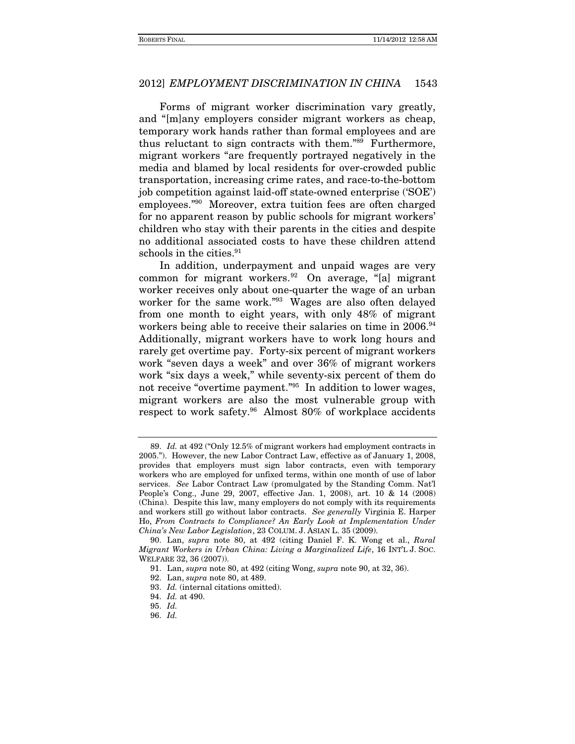Forms of migrant worker discrimination vary greatly, and "[m]any employers consider migrant workers as cheap, temporary work hands rather than formal employees and are thus reluctant to sign contracts with them."[89] Furthermore, migrant workers "are frequently portrayed negatively in the media and blamed by local residents for over-crowded public transportation, increasing crime rates, and race-to-the-bottom job competition against laid-off state-owned enterprise ('SOE') employees."[90] Moreover, extra tuition fees are often charged for no apparent reason by public schools for migrant workers' children who stay with their parents in the cities and despite no additional associated costs to have these children attend schools in the cities.[91]

In addition, underpayment and unpaid wages are very common for migrant workers.[92] On average, "[a] migrant worker receives only about one-quarter the wage of an urban worker for the same work."[93] Wages are also often delayed from one month to eight years, with only 48% of migrant workers being able to receive their salaries on time in 2006.[94] Additionally, migrant workers have to work long hours and rarely get overtime pay. Forty-six percent of migrant workers work "seven days a week" and over 36% of migrant workers work "six days a week," while seventy-six percent of them do not receive "overtime payment."[95] In addition to lower wages, migrant workers are also the most vulnerable group with respect to work safety.[96] Almost 80% of workplace accidents

---

89. *Id.* at 492 ("Only 12.5% of migrant workers had employment contracts in 2005."). However, the new Labor Contract Law, effective as of January 1, 2008, provides that employers must sign labor contracts, even with temporary workers who are employed for unfixed terms, within one month of use of labor services. *See* Labor Contract Law (promulgated by the Standing Comm. Nat'l People's Cong., June 29, 2007, effective Jan. 1, 2008), art. 10 & 14 (2008) (China). Despite this law, many employers do not comply with its requirements and workers still go without labor contracts. *See generally* Virginia E. Harper Ho, *From Contracts to Compliance? An Early Look at Implementation Under China's New Labor Legislation*, 23 COLUM. J. ASIAN L. 35 (2009).

90. Lan, *supra* note 80, at 492 (citing Daniel F. K. Wong et al., *Rural Migrant Workers in Urban China: Living a Marginalized Life*, 16 INT'L J. SOC. WELFARE 32, 36 (2007)).

91. Lan, *supra* note 80, at 492 (citing Wong, *supra* note 90, at 32, 36).

92. Lan, *supra* note 80, at 489.

93. *Id.* (internal citations omitted).

94. *Id.* at 490.

95. *Id.*

96. *Id.*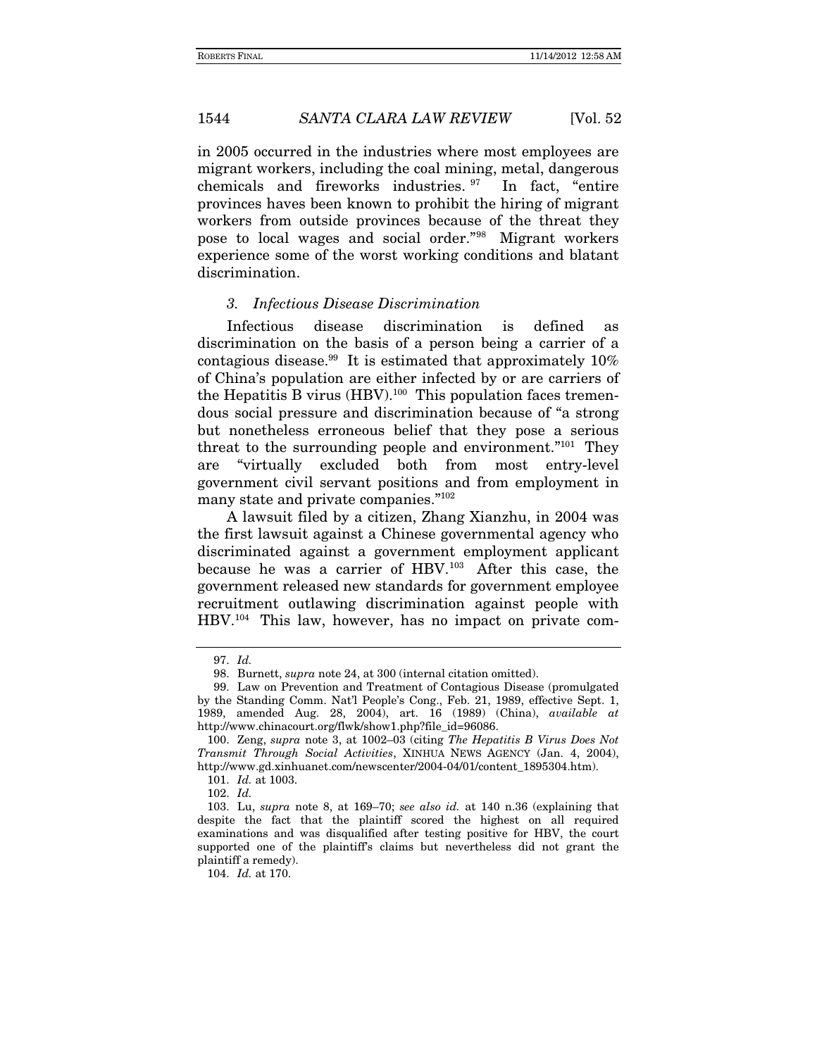in 2005 occurred in the industries where most employees are migrant workers, including the coal mining, metal, dangerous chemicals and fireworks industries.[97] In fact, "entire provinces haves been known to prohibit the hiring of migrant workers from outside provinces because of the threat they pose to local wages and social order."[98] Migrant workers experience some of the worst working conditions and blatant discrimination.

### *3. Infectious Disease Discrimination*

Infectious disease discrimination is defined as discrimination on the basis of a person being a carrier of a contagious disease.[99] It is estimated that approximately 10% of China's population are either infected by or are carriers of the Hepatitis B virus (HBV).[100] This population faces tremendous social pressure and discrimination because of "a strong but nonetheless erroneous belief that they pose a serious threat to the surrounding people and environment."[101] They are "virtually excluded both from most entry-level government civil servant positions and from employment in many state and private companies."[102]

A lawsuit filed by a citizen, Zhang Xianzhu, in 2004 was the first lawsuit against a Chinese governmental agency who discriminated against a government employment applicant because he was a carrier of HBV.[103] After this case, the government released new standards for government employee recruitment outlawing discrimination against people with HBV.[104] This law, however, has no impact on private com-

---

97. *Id.*

98. Burnett, *supra* note 24, at 300 (internal citation omitted).

99. Law on Prevention and Treatment of Contagious Disease (promulgated by the Standing Comm. Nat'l People's Cong., Feb. 21, 1989, effective Sept. 1, 1989, amended Aug. 28, 2004), art. 16 (1989) (China), *available at* http://www.chinacourt.org/flwk/show1.php?file_id=96086.

100. Zeng, *supra* note 3, at 1002–03 (citing *The Hepatitis B Virus Does Not Transmit Through Social Activities*, XINHUA NEWS AGENCY (Jan. 4, 2004), http://www.gd.xinhuanet.com/newscenter/2004-04/01/content_1895304.htm).

101. *Id.* at 1003.

102. *Id.*

103. Lu, *supra* note 8, at 169–70; *see also id.* at 140 n.36 (explaining that despite the fact that the plaintiff scored the highest on all required examinations and was disqualified after testing positive for HBV, the court supported one of the plaintiff's claims but nevertheless did not grant the plaintiff a remedy).

104. *Id.* at 170.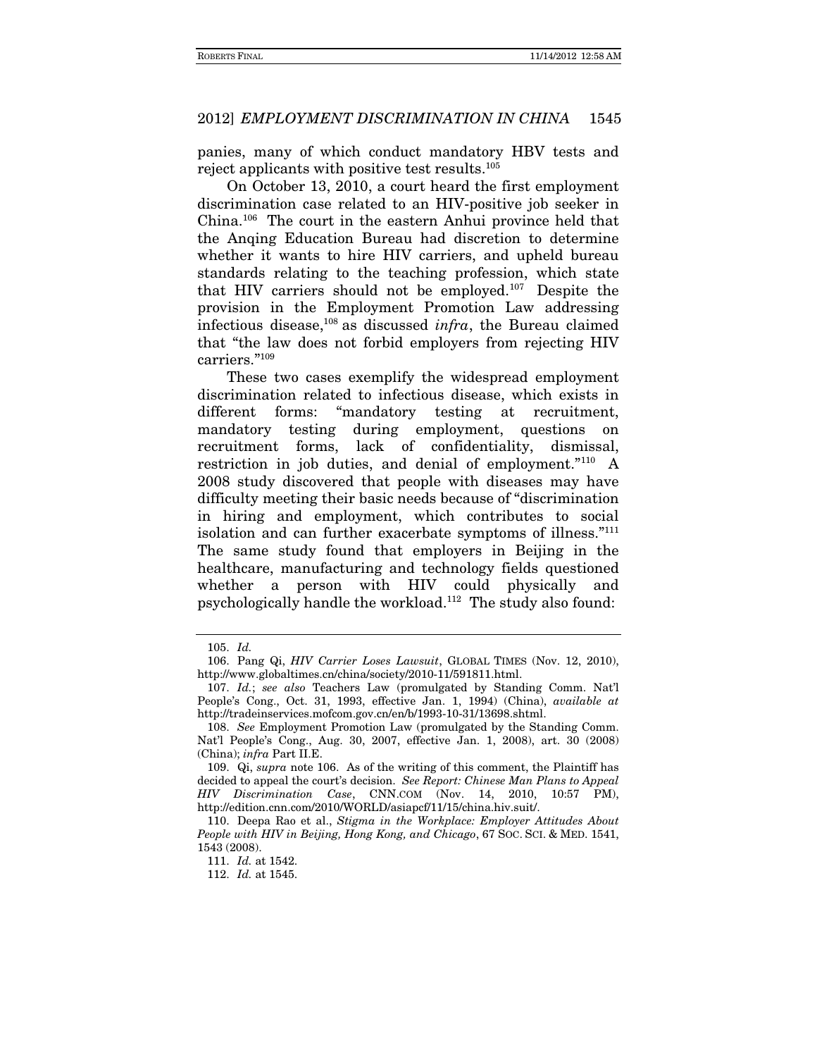panies, many of which conduct mandatory HBV tests and reject applicants with positive test results.[105]

On October 13, 2010, a court heard the first employment discrimination case related to an HIV-positive job seeker in China.[106] The court in the eastern Anhui province held that the Anqing Education Bureau had discretion to determine whether it wants to hire HIV carriers, and upheld bureau standards relating to the teaching profession, which state that HIV carriers should not be employed.[107] Despite the provision in the Employment Promotion Law addressing infectious disease,[108] as discussed *infra*, the Bureau claimed that "the law does not forbid employers from rejecting HIV carriers."[109]

These two cases exemplify the widespread employment discrimination related to infectious disease, which exists in different forms: "mandatory testing at recruitment, mandatory testing during employment, questions on recruitment forms, lack of confidentiality, dismissal, restriction in job duties, and denial of employment."[110] A 2008 study discovered that people with diseases may have difficulty meeting their basic needs because of "discrimination in hiring and employment, which contributes to social isolation and can further exacerbate symptoms of illness."[111] The same study found that employers in Beijing in the healthcare, manufacturing and technology fields questioned whether a person with HIV could physically and psychologically handle the workload.[112] The study also found:

---

105. *Id.*

106. Pang Qi, *HIV Carrier Loses Lawsuit*, GLOBAL TIMES (Nov. 12, 2010), http://www.globaltimes.cn/china/society/2010-11/591811.html.

107. *Id.*; *see also* Teachers Law (promulgated by Standing Comm. Nat'l People's Cong., Oct. 31, 1993, effective Jan. 1, 1994) (China), *available at* http://tradeinservices.mofcom.gov.cn/en/b/1993-10-31/13698.shtml.

108. *See* Employment Promotion Law (promulgated by the Standing Comm. Nat'l People's Cong., Aug. 30, 2007, effective Jan. 1, 2008), art. 30 (2008) (China); *infra* Part II.E.

109. Qi, *supra* note 106. As of the writing of this comment, the Plaintiff has decided to appeal the court's decision. *See Report: Chinese Man Plans to Appeal HIV Discrimination Case*, CNN.COM (Nov. 14, 2010, 10:57 PM), http://edition.cnn.com/2010/WORLD/asiapcf/11/15/china.hiv.suit/.

110. Deepa Rao et al., *Stigma in the Workplace: Employer Attitudes About People with HIV in Beijing, Hong Kong, and Chicago*, 67 SOC. SCI. & MED. 1541, 1543 (2008).

111. *Id.* at 1542.

112. *Id.* at 1545.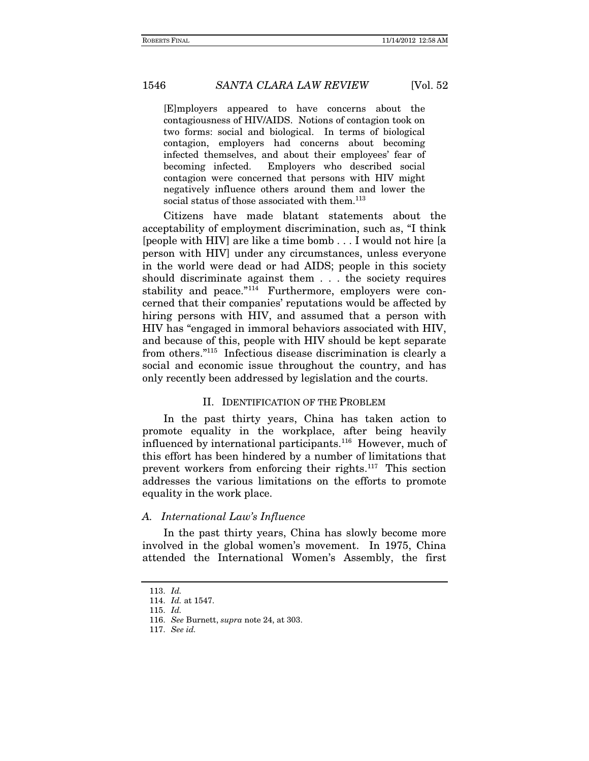> [E]mployers appeared to have concerns about the contagiousness of HIV/AIDS. Notions of contagion took on two forms: social and biological. In terms of biological contagion, employers had concerns about becoming infected themselves, and about their employees' fear of becoming infected. Employers who described social contagion were concerned that persons with HIV might negatively influence others around them and lower the social status of those associated with them.[113]

Citizens have made blatant statements about the acceptability of employment discrimination, such as, "I think [people with HIV] are like a time bomb . . . I would not hire [a person with HIV] under any circumstances, unless everyone in the world were dead or had AIDS; people in this society should discriminate against them . . . the society requires stability and peace."[114] Furthermore, employers were concerned that their companies' reputations would be affected by hiring persons with HIV, and assumed that a person with HIV has "engaged in immoral behaviors associated with HIV, and because of this, people with HIV should be kept separate from others."[115] Infectious disease discrimination is clearly a social and economic issue throughout the country, and has only recently been addressed by legislation and the courts.

## II. IDENTIFICATION OF THE PROBLEM

In the past thirty years, China has taken action to promote equality in the workplace, after being heavily influenced by international participants.[116] However, much of this effort has been hindered by a number of limitations that prevent workers from enforcing their rights.[117] This section addresses the various limitations on the efforts to promote equality in the work place.

### *A. International Law's Influence*

In the past thirty years, China has slowly become more involved in the global women's movement. In 1975, China attended the International Women's Assembly, the first

113. *Id.*
114. *Id.* at 1547.
115. *Id.*
116. *See* Burnett, *supra* note 24, at 303.
117. *See id.*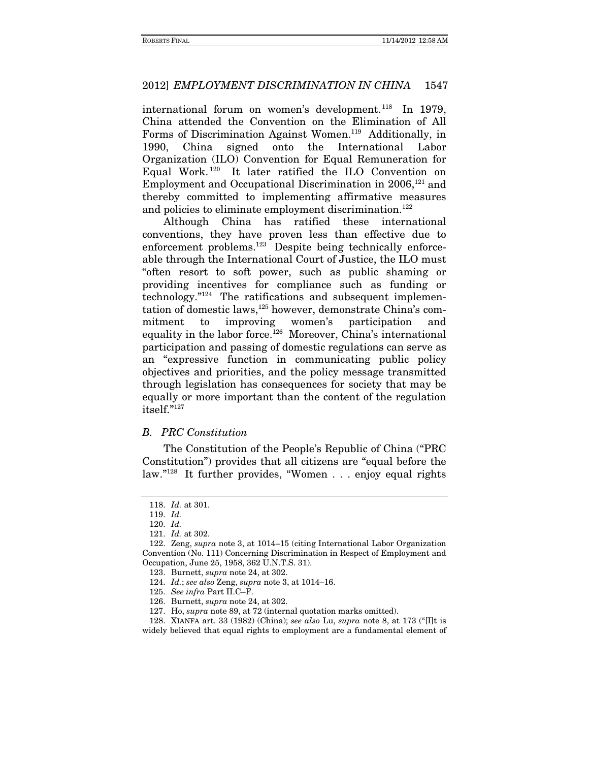international forum on women's development.[118] In 1979, China attended the Convention on the Elimination of All Forms of Discrimination Against Women.[119] Additionally, in 1990, China signed onto the International Labor Organization (ILO) Convention for Equal Remuneration for Equal Work.[120] It later ratified the ILO Convention on Employment and Occupational Discrimination in 2006,[121] and thereby committed to implementing affirmative measures and policies to eliminate employment discrimination.[122]

Although China has ratified these international conventions, they have proven less than effective due to enforcement problems.[123] Despite being technically enforceable through the International Court of Justice, the ILO must "often resort to soft power, such as public shaming or providing incentives for compliance such as funding or technology."[124] The ratifications and subsequent implementation of domestic laws,[125] however, demonstrate China's commitment to improving women's participation and equality in the labor force.[126] Moreover, China's international participation and passing of domestic regulations can serve as an "expressive function in communicating public policy objectives and priorities, and the policy message transmitted through legislation has consequences for society that may be equally or more important than the content of the regulation itself."[127]

### *B. PRC Constitution*

The Constitution of the People's Republic of China ("PRC Constitution") provides that all citizens are "equal before the law."[128] It further provides, "Women . . . enjoy equal rights

---

118. *Id.* at 301.

119. *Id.*

120. *Id.*

121. *Id.* at 302.

122. Zeng, *supra* note 3, at 1014–15 (citing International Labor Organization Convention (No. 111) Concerning Discrimination in Respect of Employment and Occupation, June 25, 1958, 362 U.N.T.S. 31).

123. Burnett, *supra* note 24, at 302.

124. *Id.*; *see also* Zeng, *supra* note 3, at 1014–16.

125. *See infra* Part II.C–F.

126. Burnett, *supra* note 24, at 302.

127. Ho, *supra* note 89, at 72 (internal quotation marks omitted).

128. XIANFA art. 33 (1982) (China); *see also* Lu, *supra* note 8, at 173 ("[I]t is widely believed that equal rights to employment are a fundamental element of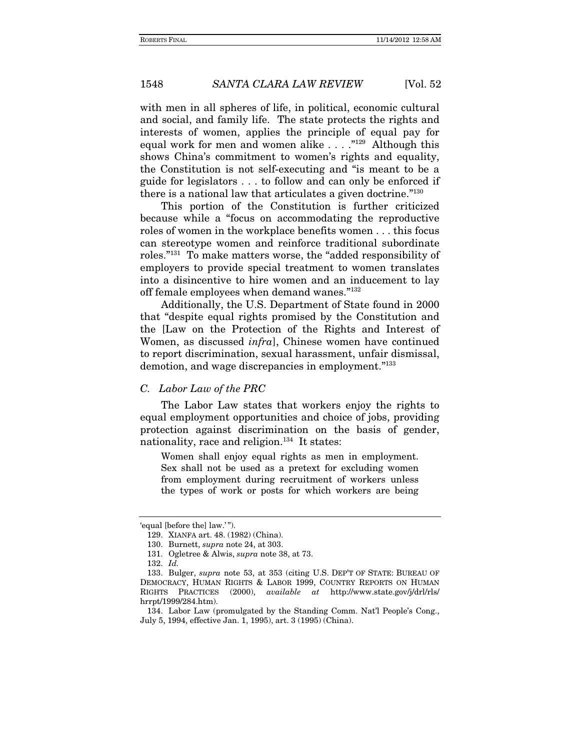with men in all spheres of life, in political, economic cultural and social, and family life. The state protects the rights and interests of women, applies the principle of equal pay for equal work for men and women alike . . . ."[129] Although this shows China's commitment to women's rights and equality, the Constitution is not self-executing and "is meant to be a guide for legislators . . . to follow and can only be enforced if there is a national law that articulates a given doctrine."[130]

This portion of the Constitution is further criticized because while a "focus on accommodating the reproductive roles of women in the workplace benefits women . . . this focus can stereotype women and reinforce traditional subordinate roles."[131] To make matters worse, the "added responsibility of employers to provide special treatment to women translates into a disincentive to hire women and an inducement to lay off female employees when demand wanes."[132]

Additionally, the U.S. Department of State found in 2000 that "despite equal rights promised by the Constitution and the [Law on the Protection of the Rights and Interest of Women, as discussed *infra*], Chinese women have continued to report discrimination, sexual harassment, unfair dismissal, demotion, and wage discrepancies in employment."[133]

### *C. Labor Law of the PRC*

The Labor Law states that workers enjoy the rights to equal employment opportunities and choice of jobs, providing protection against discrimination on the basis of gender, nationality, race and religion.[134] It states:

> Women shall enjoy equal rights as men in employment. Sex shall not be used as a pretext for excluding women from employment during recruitment of workers unless the types of work or posts for which workers are being

---

'equal [before the] law.'").

129. XIANFA art. 48. (1982) (China).

130. Burnett, *supra* note 24, at 303.

131. Ogletree & Alwis, *supra* note 38, at 73.

132. *Id.*

133. Bulger, *supra* note 53, at 353 (citing U.S. DEP'T OF STATE: BUREAU OF DEMOCRACY, HUMAN RIGHTS & LABOR 1999, COUNTRY REPORTS ON HUMAN RIGHTS PRACTICES (2000), *available at* http://www.state.gov/j/drl/rls/hrrpt/1999/284.htm).

134. Labor Law (promulgated by the Standing Comm. Nat'l People's Cong., July 5, 1994, effective Jan. 1, 1995), art. 3 (1995) (China).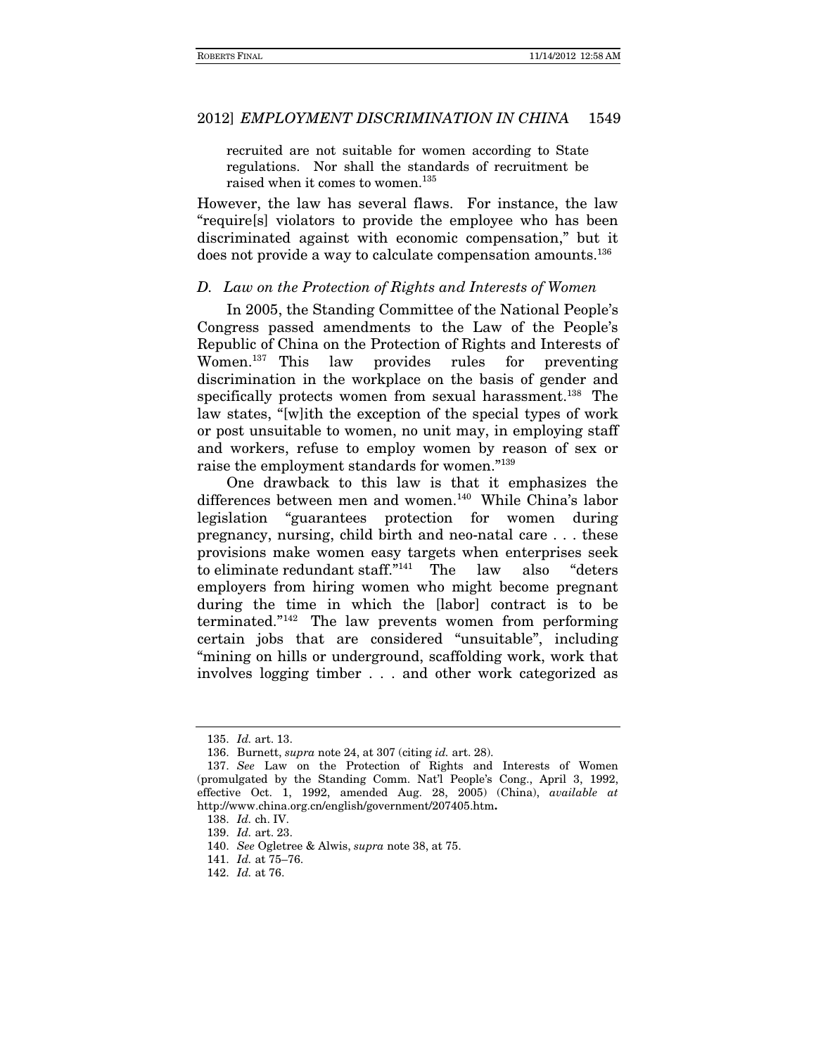recruited are not suitable for women according to State regulations. Nor shall the standards of recruitment be raised when it comes to women.[135]

However, the law has several flaws. For instance, the law "require[s] violators to provide the employee who has been discriminated against with economic compensation," but it does not provide a way to calculate compensation amounts.[136]

### *D. Law on the Protection of Rights and Interests of Women*

In 2005, the Standing Committee of the National People's Congress passed amendments to the Law of the People's Republic of China on the Protection of Rights and Interests of Women.[137] This law provides rules for preventing discrimination in the workplace on the basis of gender and specifically protects women from sexual harassment.[138] The law states, "[w]ith the exception of the special types of work or post unsuitable to women, no unit may, in employing staff and workers, refuse to employ women by reason of sex or raise the employment standards for women."[139]

One drawback to this law is that it emphasizes the differences between men and women.[140] While China's labor legislation "guarantees protection for women during pregnancy, nursing, child birth and neo-natal care . . . these provisions make women easy targets when enterprises seek to eliminate redundant staff."[141] The law also "deters employers from hiring women who might become pregnant during the time in which the [labor] contract is to be terminated."[142] The law prevents women from performing certain jobs that are considered "unsuitable", including "mining on hills or underground, scaffolding work, work that involves logging timber . . . and other work categorized as

---

135. *Id.* art. 13.

136. Burnett, *supra* note 24, at 307 (citing *id.* art. 28).

137. *See* Law on the Protection of Rights and Interests of Women (promulgated by the Standing Comm. Nat'l People's Cong., April 3, 1992, effective Oct. 1, 1992, amended Aug. 28, 2005) (China), *available at* http://www.china.org.cn/english/government/207405.htm.

138. *Id.* ch. IV.

139. *Id.* art. 23.

140. *See* Ogletree & Alwis, *supra* note 38, at 75.

141. *Id.* at 75–76.

142. *Id.* at 76.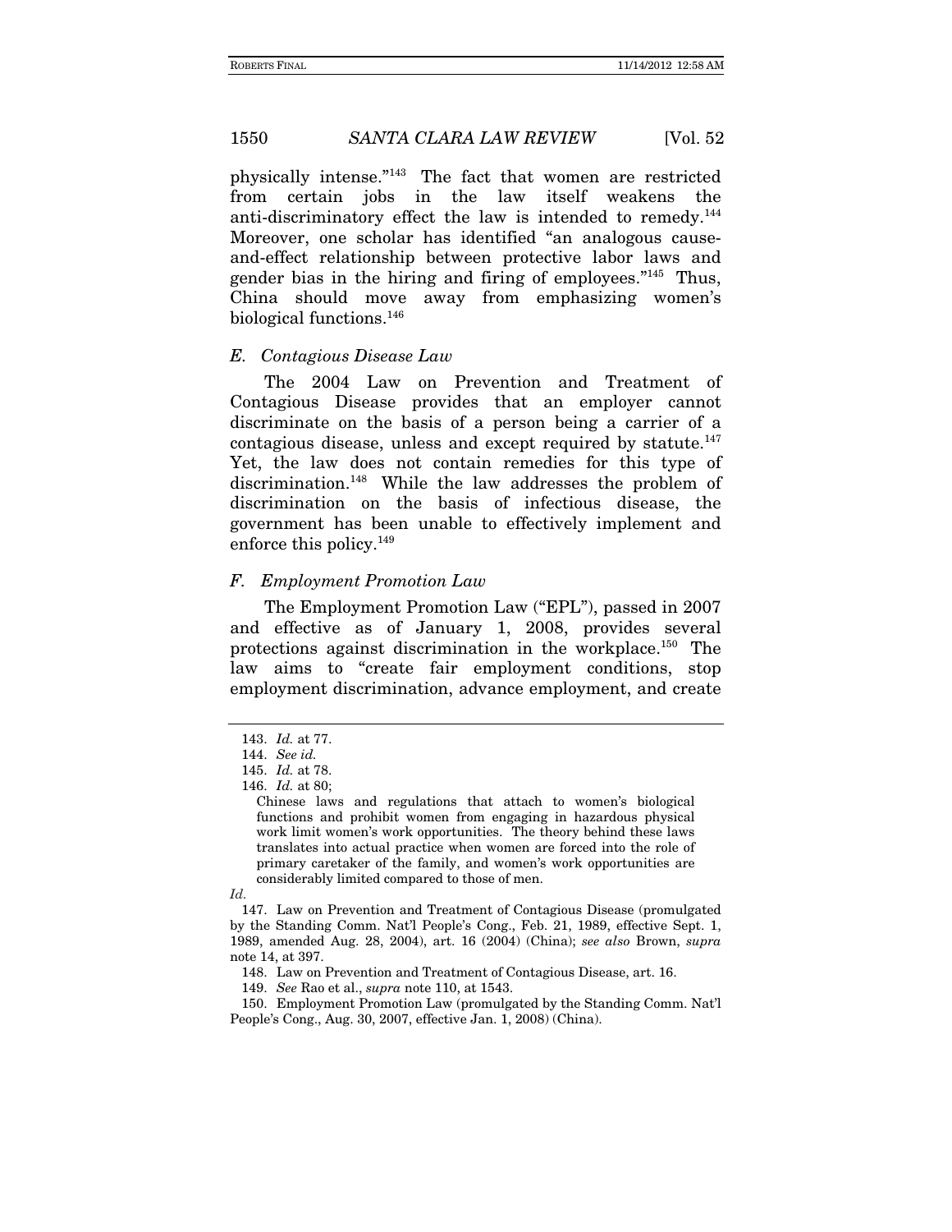physically intense."[143] The fact that women are restricted from certain jobs in the law itself weakens the anti-discriminatory effect the law is intended to remedy.[144] Moreover, one scholar has identified "an analogous cause-and-effect relationship between protective labor laws and gender bias in the hiring and firing of employees."[145] Thus, China should move away from emphasizing women's biological functions.[146]

### *E. Contagious Disease Law*

The 2004 Law on Prevention and Treatment of Contagious Disease provides that an employer cannot discriminate on the basis of a person being a carrier of a contagious disease, unless and except required by statute.[147] Yet, the law does not contain remedies for this type of discrimination.[148] While the law addresses the problem of discrimination on the basis of infectious disease, the government has been unable to effectively implement and enforce this policy.[149]

### *F. Employment Promotion Law*

The Employment Promotion Law ("EPL"), passed in 2007 and effective as of January 1, 2008, provides several protections against discrimination in the workplace.[150] The law aims to "create fair employment conditions, stop employment discrimination, advance employment, and create

---

143. *Id.* at 77.

144. *See id.*

145. *Id.* at 78.

146. *Id.* at 80;

> Chinese laws and regulations that attach to women's biological functions and prohibit women from engaging in hazardous physical work limit women's work opportunities. The theory behind these laws translates into actual practice when women are forced into the role of primary caretaker of the family, and women's work opportunities are considerably limited compared to those of men.

*Id.*

147. Law on Prevention and Treatment of Contagious Disease (promulgated by the Standing Comm. Nat'l People's Cong., Feb. 21, 1989, effective Sept. 1, 1989, amended Aug. 28, 2004), art. 16 (2004) (China); *see also* Brown, *supra* note 14, at 397.

148. Law on Prevention and Treatment of Contagious Disease, art. 16.

149. *See* Rao et al., *supra* note 110, at 1543.

150. Employment Promotion Law (promulgated by the Standing Comm. Nat'l People's Cong., Aug. 30, 2007, effective Jan. 1, 2008) (China).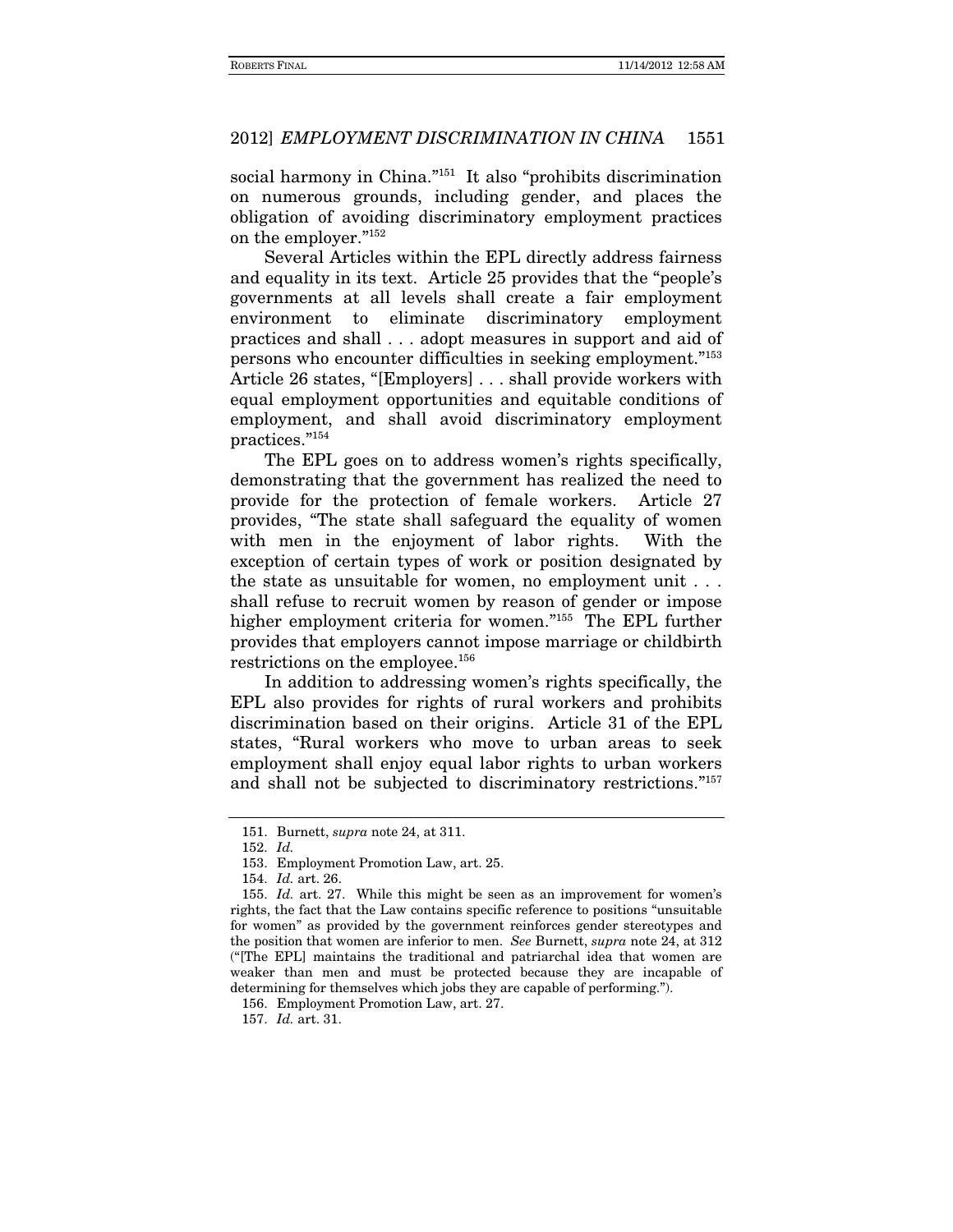social harmony in China."[151] It also "prohibits discrimination on numerous grounds, including gender, and places the obligation of avoiding discriminatory employment practices on the employer."[152]

Several Articles within the EPL directly address fairness and equality in its text. Article 25 provides that the "people's governments at all levels shall create a fair employment environment to eliminate discriminatory employment practices and shall . . . adopt measures in support and aid of persons who encounter difficulties in seeking employment."[153] Article 26 states, "[Employers] . . . shall provide workers with equal employment opportunities and equitable conditions of employment, and shall avoid discriminatory employment practices."[154]

The EPL goes on to address women's rights specifically, demonstrating that the government has realized the need to provide for the protection of female workers. Article 27 provides, "The state shall safeguard the equality of women with men in the enjoyment of labor rights. With the exception of certain types of work or position designated by the state as unsuitable for women, no employment unit . . . shall refuse to recruit women by reason of gender or impose higher employment criteria for women."[155] The EPL further provides that employers cannot impose marriage or childbirth restrictions on the employee.[156]

In addition to addressing women's rights specifically, the EPL also provides for rights of rural workers and prohibits discrimination based on their origins. Article 31 of the EPL states, "Rural workers who move to urban areas to seek employment shall enjoy equal labor rights to urban workers and shall not be subjected to discriminatory restrictions."[157]

---

151. Burnett, *supra* note 24, at 311.

152. *Id.*

153. Employment Promotion Law, art. 25.

154. *Id.* art. 26.

155. *Id.* art. 27. While this might be seen as an improvement for women's rights, the fact that the Law contains specific reference to positions "unsuitable for women" as provided by the government reinforces gender stereotypes and the position that women are inferior to men. *See* Burnett, *supra* note 24, at 312 ("[The EPL] maintains the traditional and patriarchal idea that women are weaker than men and must be protected because they are incapable of determining for themselves which jobs they are capable of performing.").

156. Employment Promotion Law, art. 27.

157. *Id.* art. 31.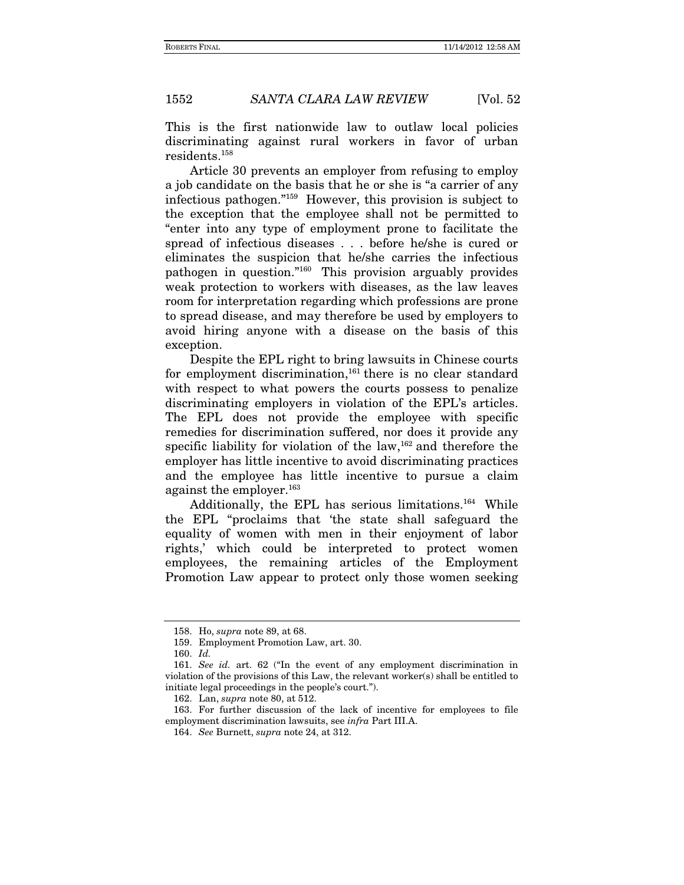This is the first nationwide law to outlaw local policies discriminating against rural workers in favor of urban residents.[158]

Article 30 prevents an employer from refusing to employ a job candidate on the basis that he or she is "a carrier of any infectious pathogen."[159] However, this provision is subject to the exception that the employee shall not be permitted to "enter into any type of employment prone to facilitate the spread of infectious diseases . . . before he/she is cured or eliminates the suspicion that he/she carries the infectious pathogen in question."[160] This provision arguably provides weak protection to workers with diseases, as the law leaves room for interpretation regarding which professions are prone to spread disease, and may therefore be used by employers to avoid hiring anyone with a disease on the basis of this exception.

Despite the EPL right to bring lawsuits in Chinese courts for employment discrimination,[161] there is no clear standard with respect to what powers the courts possess to penalize discriminating employers in violation of the EPL's articles. The EPL does not provide the employee with specific remedies for discrimination suffered, nor does it provide any specific liability for violation of the law,[162] and therefore the employer has little incentive to avoid discriminating practices and the employee has little incentive to pursue a claim against the employer.[163]

Additionally, the EPL has serious limitations.[164] While the EPL "proclaims that 'the state shall safeguard the equality of women with men in their enjoyment of labor rights,' which could be interpreted to protect women employees, the remaining articles of the Employment Promotion Law appear to protect only those women seeking

---

158. Ho, *supra* note 89, at 68.

159. Employment Promotion Law, art. 30.

160. *Id.*

161. *See id.* art. 62 ("In the event of any employment discrimination in violation of the provisions of this Law, the relevant worker(s) shall be entitled to initiate legal proceedings in the people's court.").

162. Lan, *supra* note 80, at 512.

163. For further discussion of the lack of incentive for employees to file employment discrimination lawsuits, see *infra* Part III.A.

164. *See* Burnett, *supra* note 24, at 312.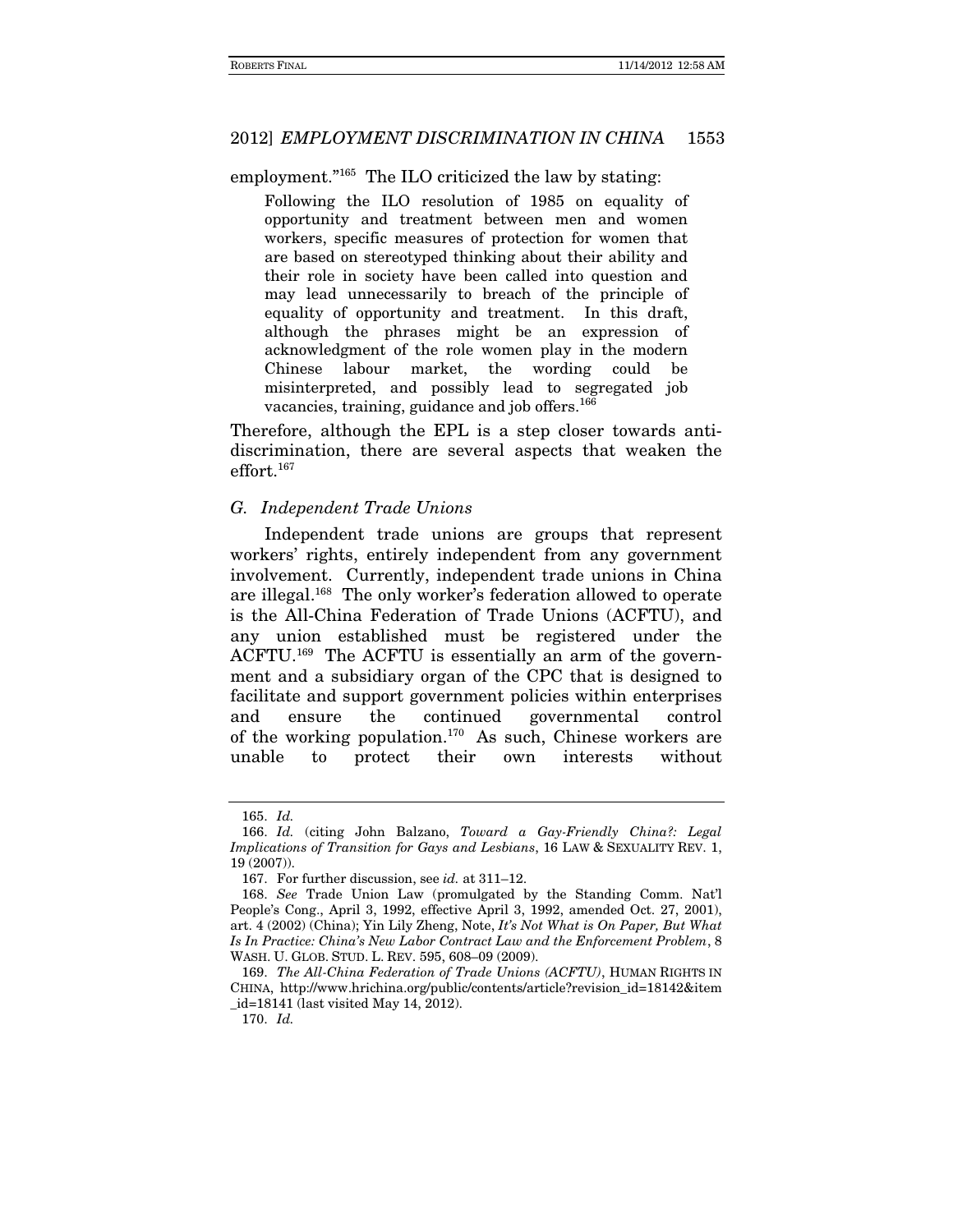employment."[165] The ILO criticized the law by stating:

> Following the ILO resolution of 1985 on equality of opportunity and treatment between men and women workers, specific measures of protection for women that are based on stereotyped thinking about their ability and their role in society have been called into question and may lead unnecessarily to breach of the principle of equality of opportunity and treatment. In this draft, although the phrases might be an expression of acknowledgment of the role women play in the modern Chinese labour market, the wording could be misinterpreted, and possibly lead to segregated job vacancies, training, guidance and job offers.[166]

Therefore, although the EPL is a step closer towards anti-discrimination, there are several aspects that weaken the effort.[167]

### *G. Independent Trade Unions*

Independent trade unions are groups that represent workers' rights, entirely independent from any government involvement. Currently, independent trade unions in China are illegal.[168] The only worker's federation allowed to operate is the All-China Federation of Trade Unions (ACFTU), and any union established must be registered under the ACFTU.[169] The ACFTU is essentially an arm of the government and a subsidiary organ of the CPC that is designed to facilitate and support government policies within enterprises and ensure the continued governmental control of the working population.[170] As such, Chinese workers are unable to protect their own interests without

---

165. *Id.*

166. *Id.* (citing John Balzano, *Toward a Gay-Friendly China?: Legal Implications of Transition for Gays and Lesbians*, 16 LAW & SEXUALITY REV. 1, 19 (2007)).

167. For further discussion, see *id.* at 311–12.

168. *See* Trade Union Law (promulgated by the Standing Comm. Nat'l People's Cong., April 3, 1992, effective April 3, 1992, amended Oct. 27, 2001), art. 4 (2002) (China); Yin Lily Zheng, Note, *It's Not What is On Paper, But What Is In Practice: China's New Labor Contract Law and the Enforcement Problem*, 8 WASH. U. GLOB. STUD. L. REV. 595, 608–09 (2009).

169. *The All-China Federation of Trade Unions (ACFTU)*, HUMAN RIGHTS IN CHINA, http://www.hrichina.org/public/contents/article?revision_id=18142&item_id=18141 (last visited May 14, 2012).

170. *Id.*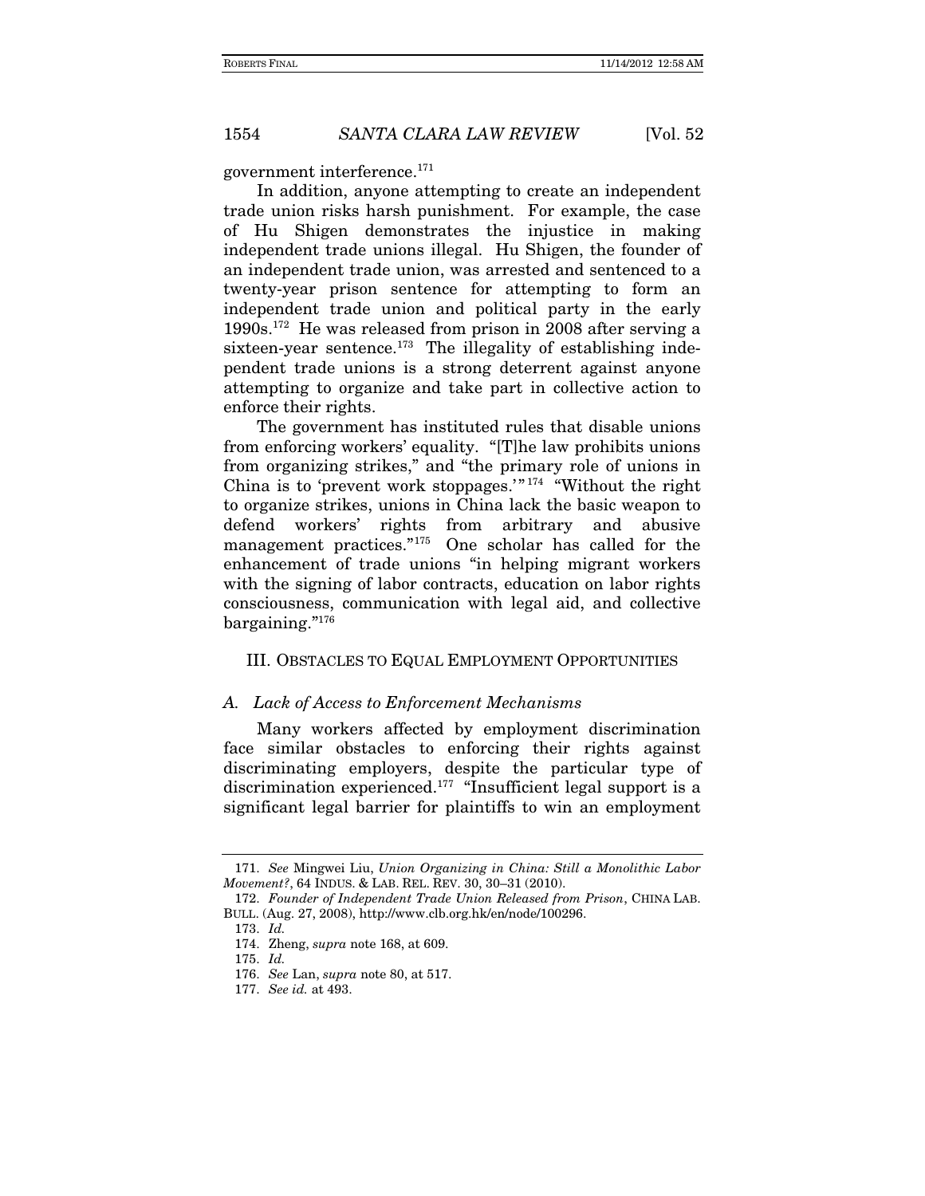government interference.[171]

In addition, anyone attempting to create an independent trade union risks harsh punishment. For example, the case of Hu Shigen demonstrates the injustice in making independent trade unions illegal. Hu Shigen, the founder of an independent trade union, was arrested and sentenced to a twenty-year prison sentence for attempting to form an independent trade union and political party in the early 1990s.[172] He was released from prison in 2008 after serving a sixteen-year sentence.[173] The illegality of establishing independent trade unions is a strong deterrent against anyone attempting to organize and take part in collective action to enforce their rights.

The government has instituted rules that disable unions from enforcing workers' equality. "[T]he law prohibits unions from organizing strikes," and "the primary role of unions in China is to 'prevent work stoppages.'"[174] "Without the right to organize strikes, unions in China lack the basic weapon to defend workers' rights from arbitrary and abusive management practices."[175] One scholar has called for the enhancement of trade unions "in helping migrant workers with the signing of labor contracts, education on labor rights consciousness, communication with legal aid, and collective bargaining."[176]

## III. Obstacles to Equal Employment Opportunities

### *A. Lack of Access to Enforcement Mechanisms*

Many workers affected by employment discrimination face similar obstacles to enforcing their rights against discriminating employers, despite the particular type of discrimination experienced.[177] "Insufficient legal support is a significant legal barrier for plaintiffs to win an employment

---

171. *See* Mingwei Liu, *Union Organizing in China: Still a Monolithic Labor Movement?*, 64 INDUS. & LAB. REL. REV. 30, 30–31 (2010).

172. *Founder of Independent Trade Union Released from Prison*, CHINA LAB. BULL. (Aug. 27, 2008), http://www.clb.org.hk/en/node/100296.

173. *Id.*

174. Zheng, *supra* note 168, at 609.

175. *Id.*

176. *See* Lan, *supra* note 80, at 517.

177. *See id.* at 493.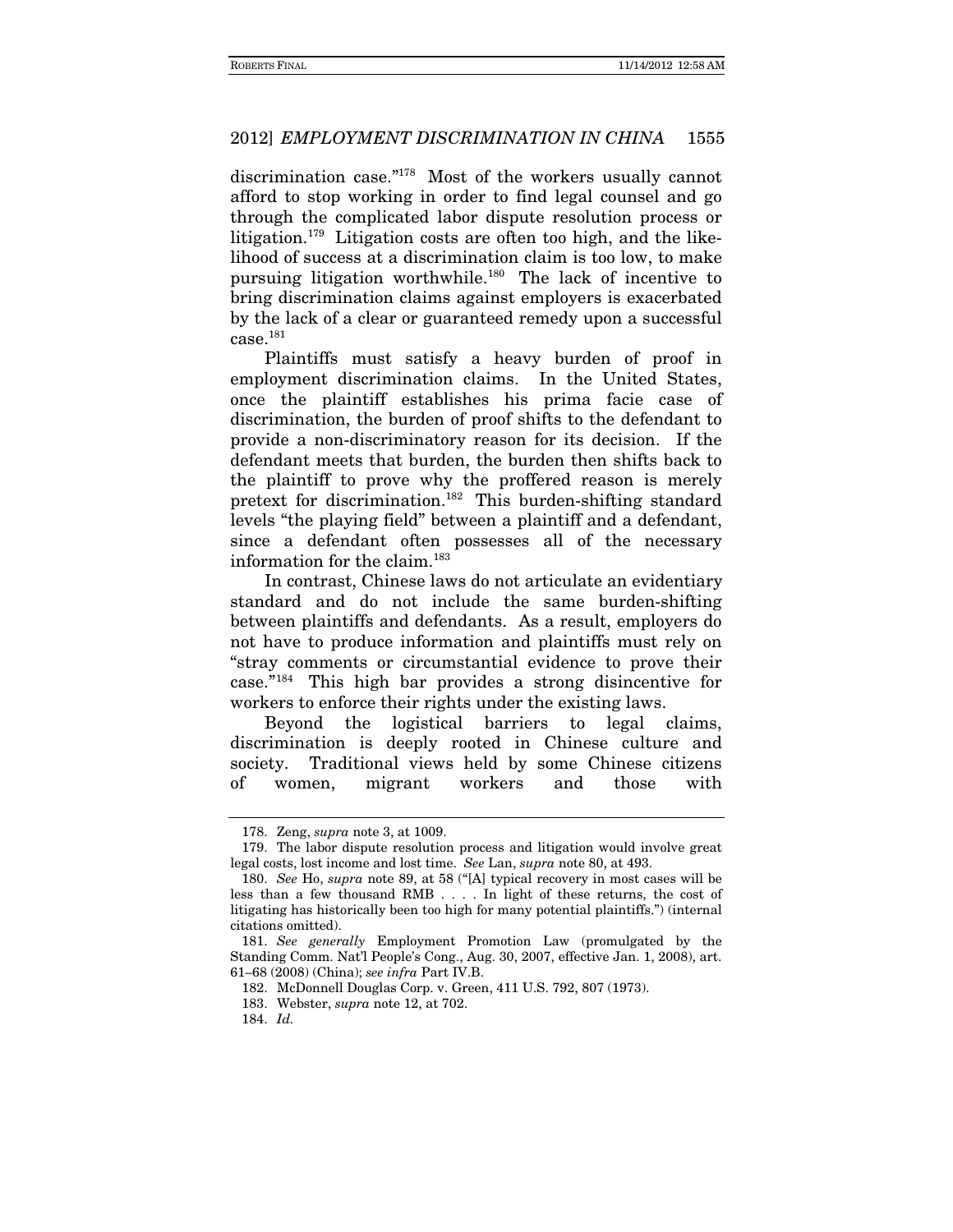discrimination case."[178] Most of the workers usually cannot afford to stop working in order to find legal counsel and go through the complicated labor dispute resolution process or litigation.[179] Litigation costs are often too high, and the likelihood of success at a discrimination claim is too low, to make pursuing litigation worthwhile.[180] The lack of incentive to bring discrimination claims against employers is exacerbated by the lack of a clear or guaranteed remedy upon a successful case.[181]

Plaintiffs must satisfy a heavy burden of proof in employment discrimination claims. In the United States, once the plaintiff establishes his prima facie case of discrimination, the burden of proof shifts to the defendant to provide a non-discriminatory reason for its decision. If the defendant meets that burden, the burden then shifts back to the plaintiff to prove why the proffered reason is merely pretext for discrimination.[182] This burden-shifting standard levels "the playing field" between a plaintiff and a defendant, since a defendant often possesses all of the necessary information for the claim.[183]

In contrast, Chinese laws do not articulate an evidentiary standard and do not include the same burden-shifting between plaintiffs and defendants. As a result, employers do not have to produce information and plaintiffs must rely on "stray comments or circumstantial evidence to prove their case."[184] This high bar provides a strong disincentive for workers to enforce their rights under the existing laws.

Beyond the logistical barriers to legal claims, discrimination is deeply rooted in Chinese culture and society. Traditional views held by some Chinese citizens of women, migrant workers and those with

---

178. Zeng, *supra* note 3, at 1009.

179. The labor dispute resolution process and litigation would involve great legal costs, lost income and lost time. *See* Lan, *supra* note 80, at 493.

180. *See* Ho, *supra* note 89, at 58 ("[A] typical recovery in most cases will be less than a few thousand RMB . . . . In light of these returns, the cost of litigating has historically been too high for many potential plaintiffs.") (internal citations omitted).

181. *See generally* Employment Promotion Law (promulgated by the Standing Comm. Nat'l People's Cong., Aug. 30, 2007, effective Jan. 1, 2008), art. 61–68 (2008) (China); *see infra* Part IV.B.

182. McDonnell Douglas Corp. v. Green, 411 U.S. 792, 807 (1973).

183. Webster, *supra* note 12, at 702.

184. *Id.*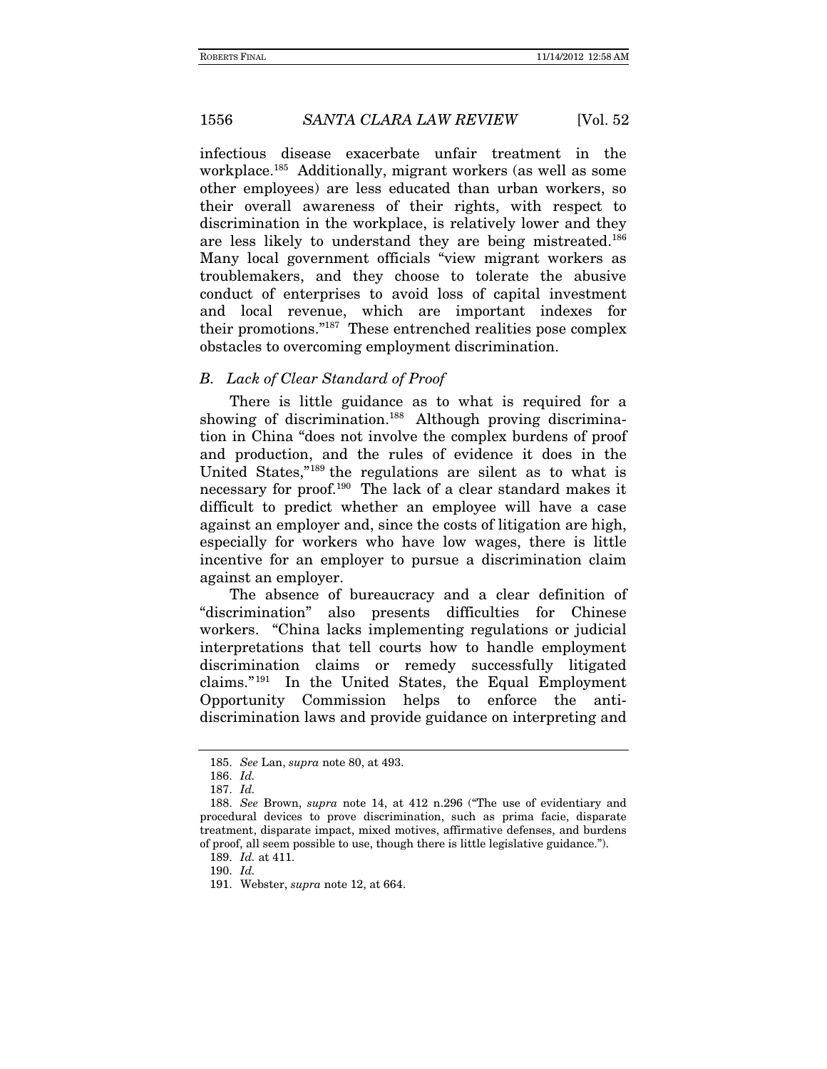infectious disease exacerbate unfair treatment in the workplace.[185] Additionally, migrant workers (as well as some other employees) are less educated than urban workers, so their overall awareness of their rights, with respect to discrimination in the workplace, is relatively lower and they are less likely to understand they are being mistreated.[186] Many local government officials "view migrant workers as troublemakers, and they choose to tolerate the abusive conduct of enterprises to avoid loss of capital investment and local revenue, which are important indexes for their promotions."[187] These entrenched realities pose complex obstacles to overcoming employment discrimination.

### *B. Lack of Clear Standard of Proof*

There is little guidance as to what is required for a showing of discrimination.[188] Although proving discrimination in China "does not involve the complex burdens of proof and production, and the rules of evidence it does in the United States,"[189] the regulations are silent as to what is necessary for proof.[190] The lack of a clear standard makes it difficult to predict whether an employee will have a case against an employer and, since the costs of litigation are high, especially for workers who have low wages, there is little incentive for an employer to pursue a discrimination claim against an employer.

The absence of bureaucracy and a clear definition of "discrimination" also presents difficulties for Chinese workers. "China lacks implementing regulations or judicial interpretations that tell courts how to handle employment discrimination claims or remedy successfully litigated claims."[191] In the United States, the Equal Employment Opportunity Commission helps to enforce the anti-discrimination laws and provide guidance on interpreting and

---

185. *See* Lan, *supra* note 80, at 493.

186. *Id.*

187. *Id.*

188. *See* Brown, *supra* note 14, at 412 n.296 ("The use of evidentiary and procedural devices to prove discrimination, such as prima facie, disparate treatment, disparate impact, mixed motives, affirmative defenses, and burdens of proof, all seem possible to use, though there is little legislative guidance.").

189. *Id.* at 411.

190. *Id.*

191. Webster, *supra* note 12, at 664.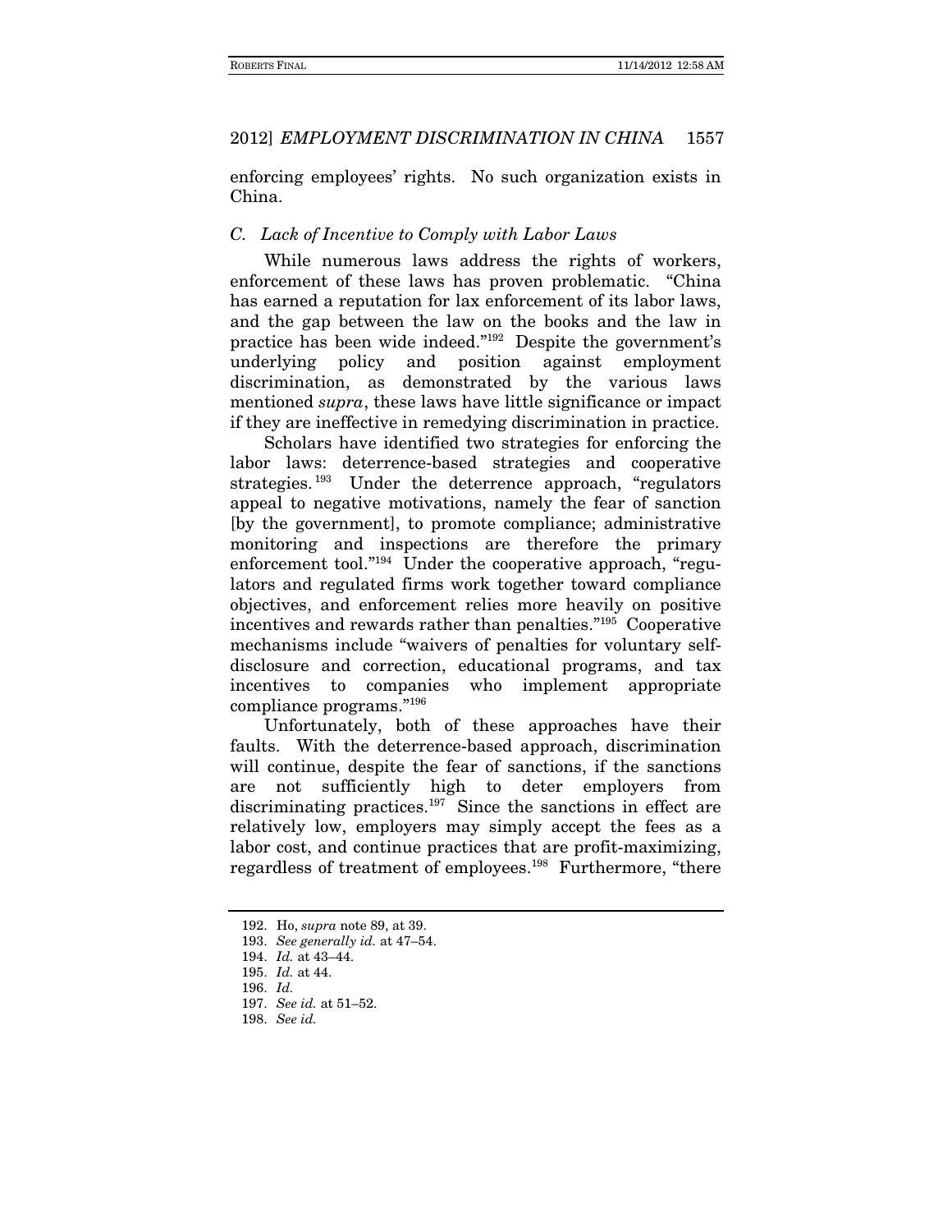enforcing employees' rights. No such organization exists in China.

### *C. Lack of Incentive to Comply with Labor Laws*

While numerous laws address the rights of workers, enforcement of these laws has proven problematic. "China has earned a reputation for lax enforcement of its labor laws, and the gap between the law on the books and the law in practice has been wide indeed."[192] Despite the government's underlying policy and position against employment discrimination, as demonstrated by the various laws mentioned *supra*, these laws have little significance or impact if they are ineffective in remedying discrimination in practice.

Scholars have identified two strategies for enforcing the labor laws: deterrence-based strategies and cooperative strategies.[193] Under the deterrence approach, "regulators appeal to negative motivations, namely the fear of sanction [by the government], to promote compliance; administrative monitoring and inspections are therefore the primary enforcement tool."[194] Under the cooperative approach, "regulators and regulated firms work together toward compliance objectives, and enforcement relies more heavily on positive incentives and rewards rather than penalties."[195] Cooperative mechanisms include "waivers of penalties for voluntary self-disclosure and correction, educational programs, and tax incentives to companies who implement appropriate compliance programs."[196]

Unfortunately, both of these approaches have their faults. With the deterrence-based approach, discrimination will continue, despite the fear of sanctions, if the sanctions are not sufficiently high to deter employers from discriminating practices.[197] Since the sanctions in effect are relatively low, employers may simply accept the fees as a labor cost, and continue practices that are profit-maximizing, regardless of treatment of employees.[198] Furthermore, "there

---

192. Ho, *supra* note 89, at 39.

193. *See generally id.* at 47–54.

194. *Id.* at 43–44.

195. *Id.* at 44.

196. *Id.*

197. *See id.* at 51–52.

198. *See id.*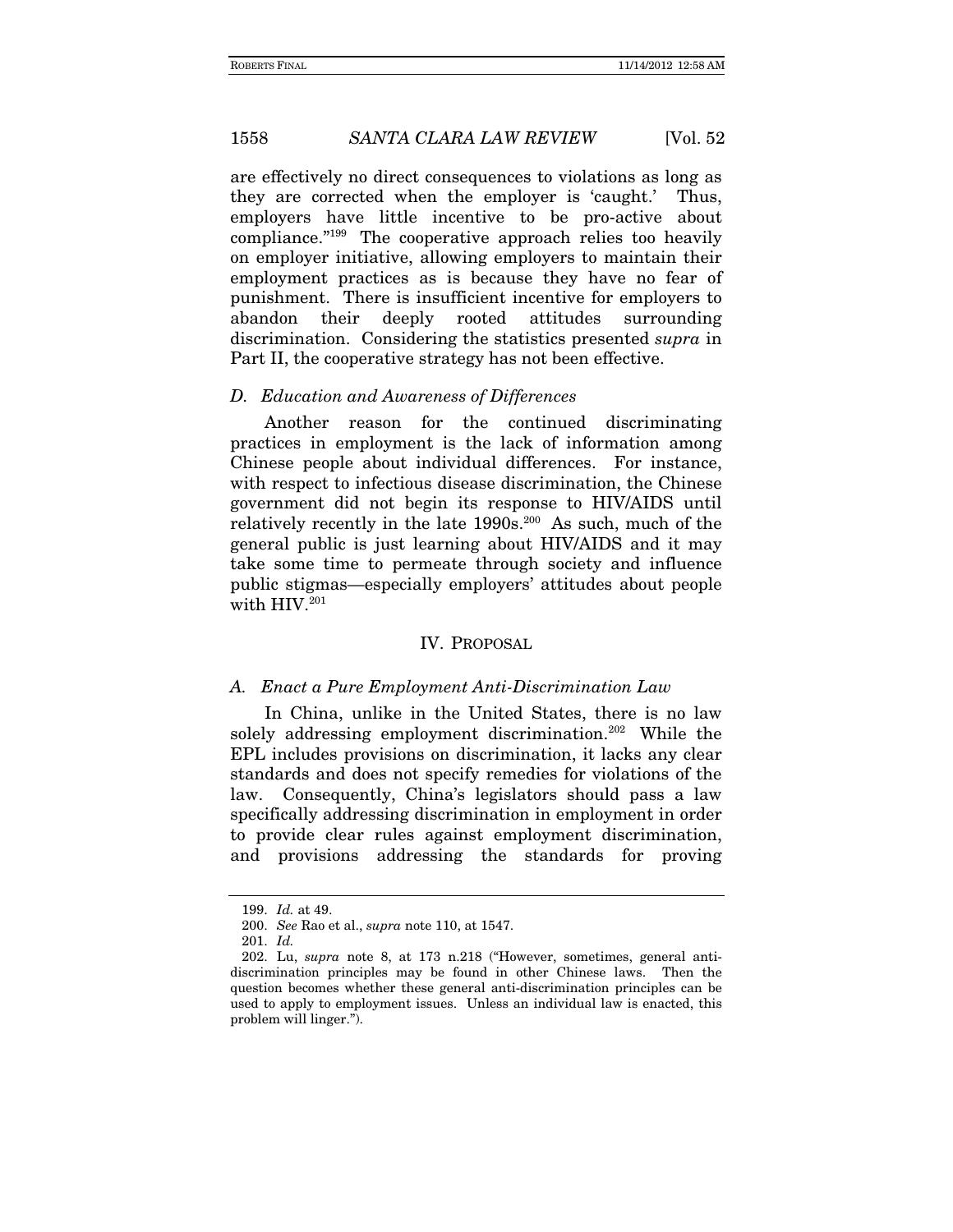are effectively no direct consequences to violations as long as they are corrected when the employer is 'caught.' Thus, employers have little incentive to be pro-active about compliance."[199] The cooperative approach relies too heavily on employer initiative, allowing employers to maintain their employment practices as is because they have no fear of punishment. There is insufficient incentive for employers to abandon their deeply rooted attitudes surrounding discrimination. Considering the statistics presented *supra* in Part II, the cooperative strategy has not been effective.

### *D. Education and Awareness of Differences*

Another reason for the continued discriminating practices in employment is the lack of information among Chinese people about individual differences. For instance, with respect to infectious disease discrimination, the Chinese government did not begin its response to HIV/AIDS until relatively recently in the late 1990s.[200] As such, much of the general public is just learning about HIV/AIDS and it may take some time to permeate through society and influence public stigmas—especially employers' attitudes about people with HIV.[201]

## IV. PROPOSAL

### *A. Enact a Pure Employment Anti-Discrimination Law*

In China, unlike in the United States, there is no law solely addressing employment discrimination.[202] While the EPL includes provisions on discrimination, it lacks any clear standards and does not specify remedies for violations of the law. Consequently, China's legislators should pass a law specifically addressing discrimination in employment in order to provide clear rules against employment discrimination, and provisions addressing the standards for proving

---

199. *Id.* at 49.

200. *See* Rao et al., *supra* note 110, at 1547.

201. *Id.*

202. Lu, *supra* note 8, at 173 n.218 ("However, sometimes, general anti-discrimination principles may be found in other Chinese laws. Then the question becomes whether these general anti-discrimination principles can be used to apply to employment issues. Unless an individual law is enacted, this problem will linger.").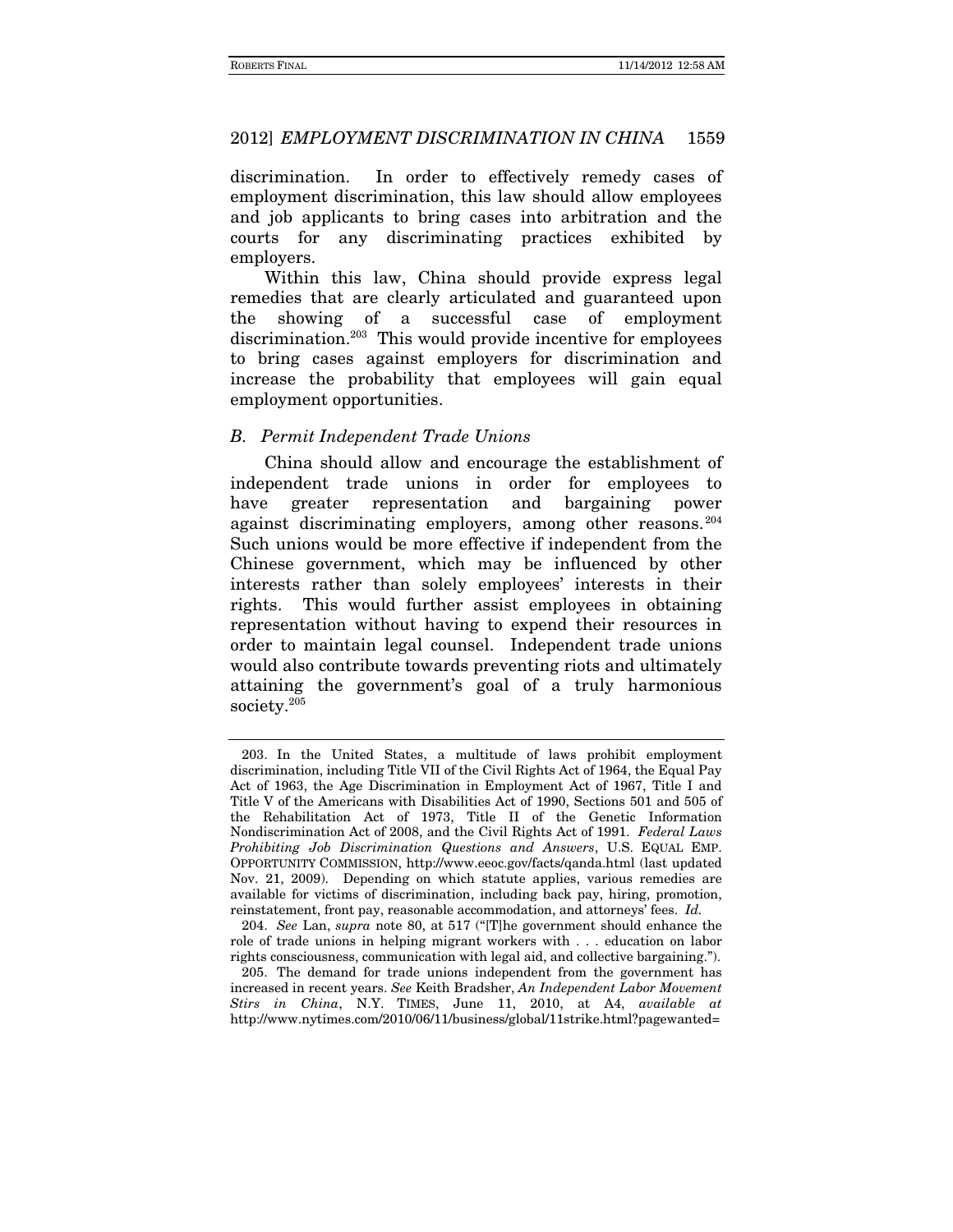discrimination. In order to effectively remedy cases of employment discrimination, this law should allow employees and job applicants to bring cases into arbitration and the courts for any discriminating practices exhibited by employers.

Within this law, China should provide express legal remedies that are clearly articulated and guaranteed upon the showing of a successful case of employment discrimination.[203] This would provide incentive for employees to bring cases against employers for discrimination and increase the probability that employees will gain equal employment opportunities.

### *B. Permit Independent Trade Unions*

China should allow and encourage the establishment of independent trade unions in order for employees to have greater representation and bargaining power against discriminating employers, among other reasons.[204] Such unions would be more effective if independent from the Chinese government, which may be influenced by other interests rather than solely employees' interests in their rights. This would further assist employees in obtaining representation without having to expend their resources in order to maintain legal counsel. Independent trade unions would also contribute towards preventing riots and ultimately attaining the government's goal of a truly harmonious society.[205]

---

203. In the United States, a multitude of laws prohibit employment discrimination, including Title VII of the Civil Rights Act of 1964, the Equal Pay Act of 1963, the Age Discrimination in Employment Act of 1967, Title I and Title V of the Americans with Disabilities Act of 1990, Sections 501 and 505 of the Rehabilitation Act of 1973, Title II of the Genetic Information Nondiscrimination Act of 2008, and the Civil Rights Act of 1991. *Federal Laws Prohibiting Job Discrimination Questions and Answers*, U.S. EQUAL EMP. OPPORTUNITY COMMISSION, http://www.eeoc.gov/facts/qanda.html (last updated Nov. 21, 2009). Depending on which statute applies, various remedies are available for victims of discrimination, including back pay, hiring, promotion, reinstatement, front pay, reasonable accommodation, and attorneys' fees. *Id.*

204. *See* Lan, *supra* note 80, at 517 ("[T]he government should enhance the role of trade unions in helping migrant workers with . . . education on labor rights consciousness, communication with legal aid, and collective bargaining.").

205. The demand for trade unions independent from the government has increased in recent years. *See* Keith Bradsher, *An Independent Labor Movement Stirs in China*, N.Y. TIMES, June 11, 2010, at A4, *available at* http://www.nytimes.com/2010/06/11/business/global/11strike.html?pagewanted=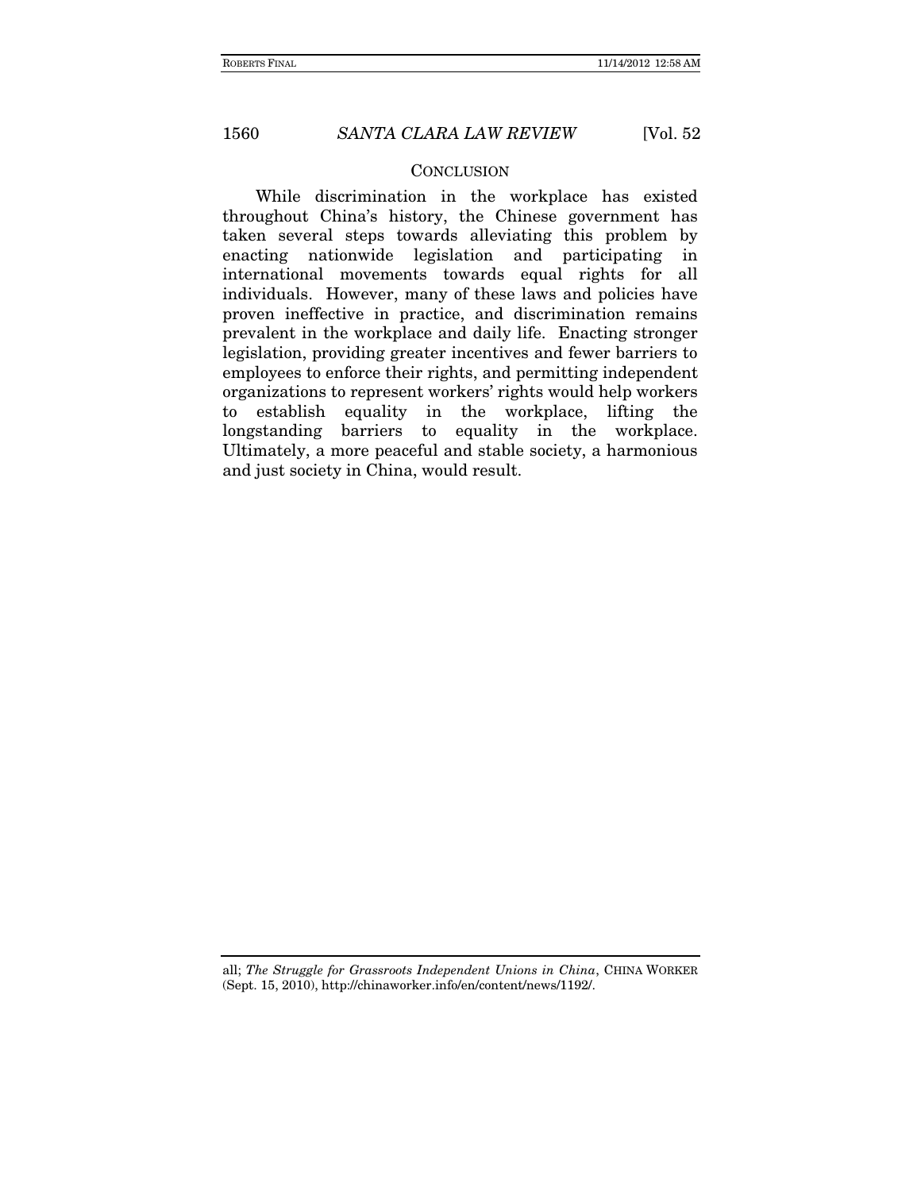## CONCLUSION

While discrimination in the workplace has existed throughout China's history, the Chinese government has taken several steps towards alleviating this problem by enacting nationwide legislation and participating in international movements towards equal rights for all individuals. However, many of these laws and policies have proven ineffective in practice, and discrimination remains prevalent in the workplace and daily life. Enacting stronger legislation, providing greater incentives and fewer barriers to employees to enforce their rights, and permitting independent organizations to represent workers' rights would help workers to establish equality in the workplace, lifting the longstanding barriers to equality in the workplace. Ultimately, a more peaceful and stable society, a harmonious and just society in China, would result.

---

all; *The Struggle for Grassroots Independent Unions in China*, CHINA WORKER (Sept. 15, 2010), http://chinaworker.info/en/content/news/1192/.